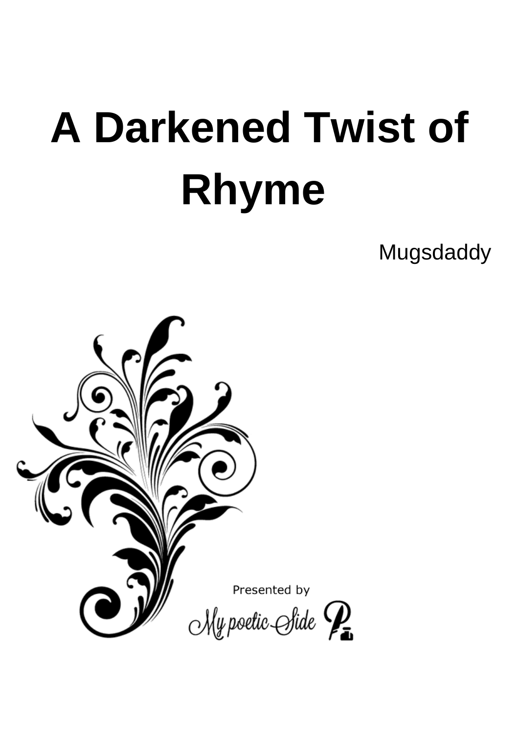# A Darkened Twist of Rhyme

Mugsdaddy

Presented by

My poetic Side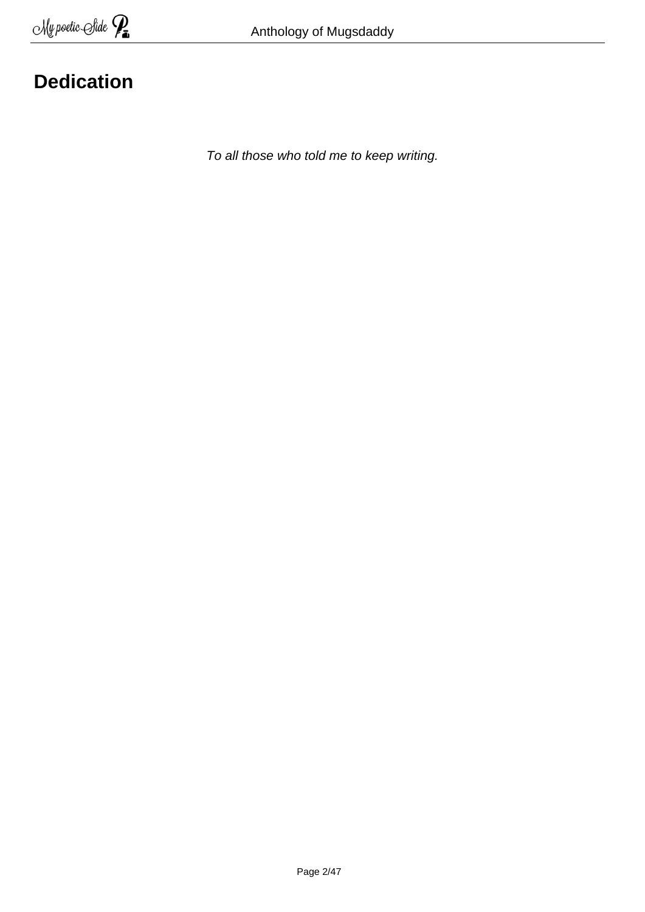# Dedication

*To all those who told me to keep writing.*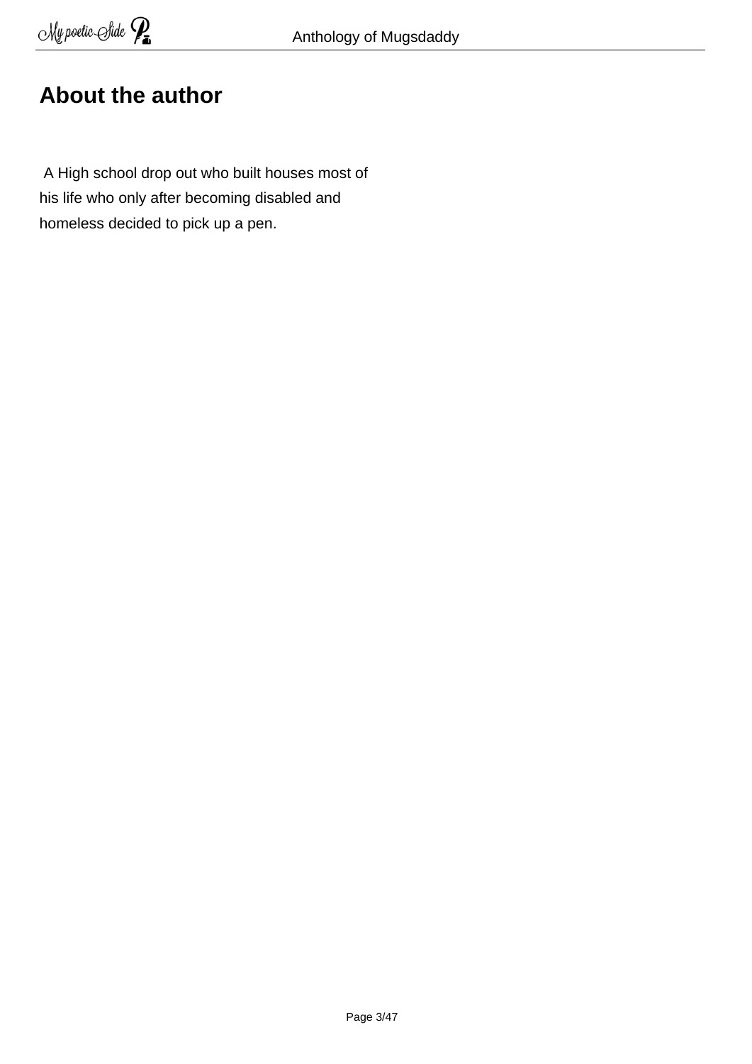# About the author

A High school drop out who built houses most of his life who only after becoming disabled and homeless decided to pick up a pen.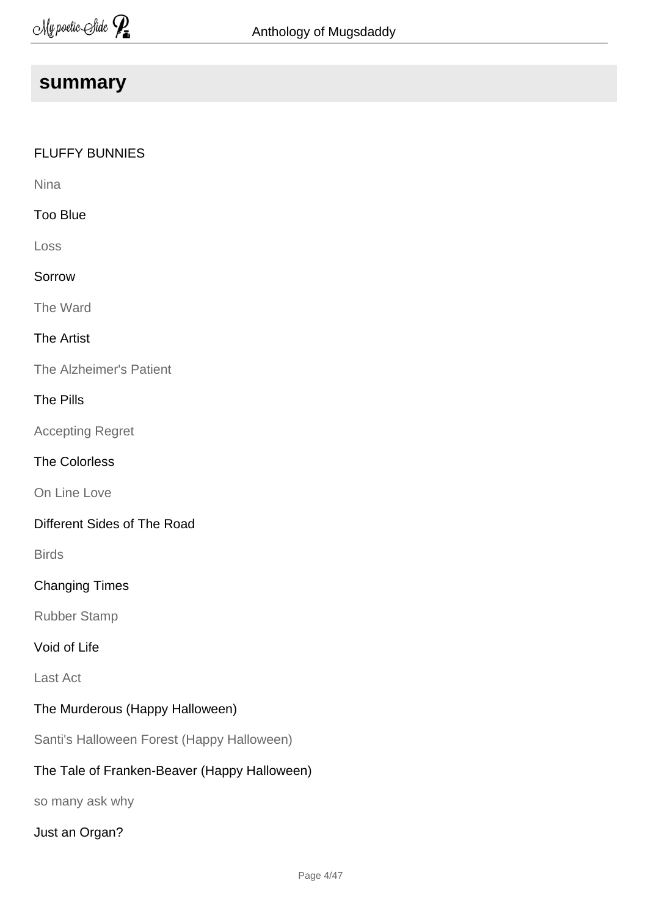## summary

FLUFFY BUNNIES

Nina

Too Blue

Loss

Sorrow

The Ward

The Artist

The Alzheimer's Patient

The Pills

Accepting Regret

The Colorless

On Line Love

Different Sides of The Road

Birds

Changing Times

Rubber Stamp

Void of Life

Last Act

The Murderous (Happy Halloween)

Santi's Halloween Forest (Happy Halloween)

The Tale of Franken-Beaver (Happy Halloween)

so many ask why

Just an Organ?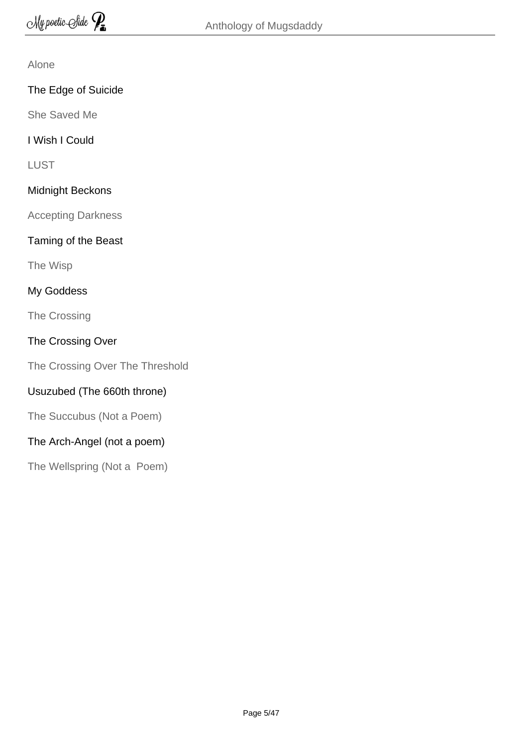Alone

The Edge of Suicide

She Saved Me

I Wish I Could

LUST

Midnight Beckons

Accepting Darkness

Taming of the Beast

The Wisp

My Goddess

The Crossing

The Crossing Over

The Crossing Over The Threshold

Usuzubed (The 660th throne)

The Succubus (Not a Poem)

The Arch-Angel (not a poem)

The Wellspring (Not a  Poem)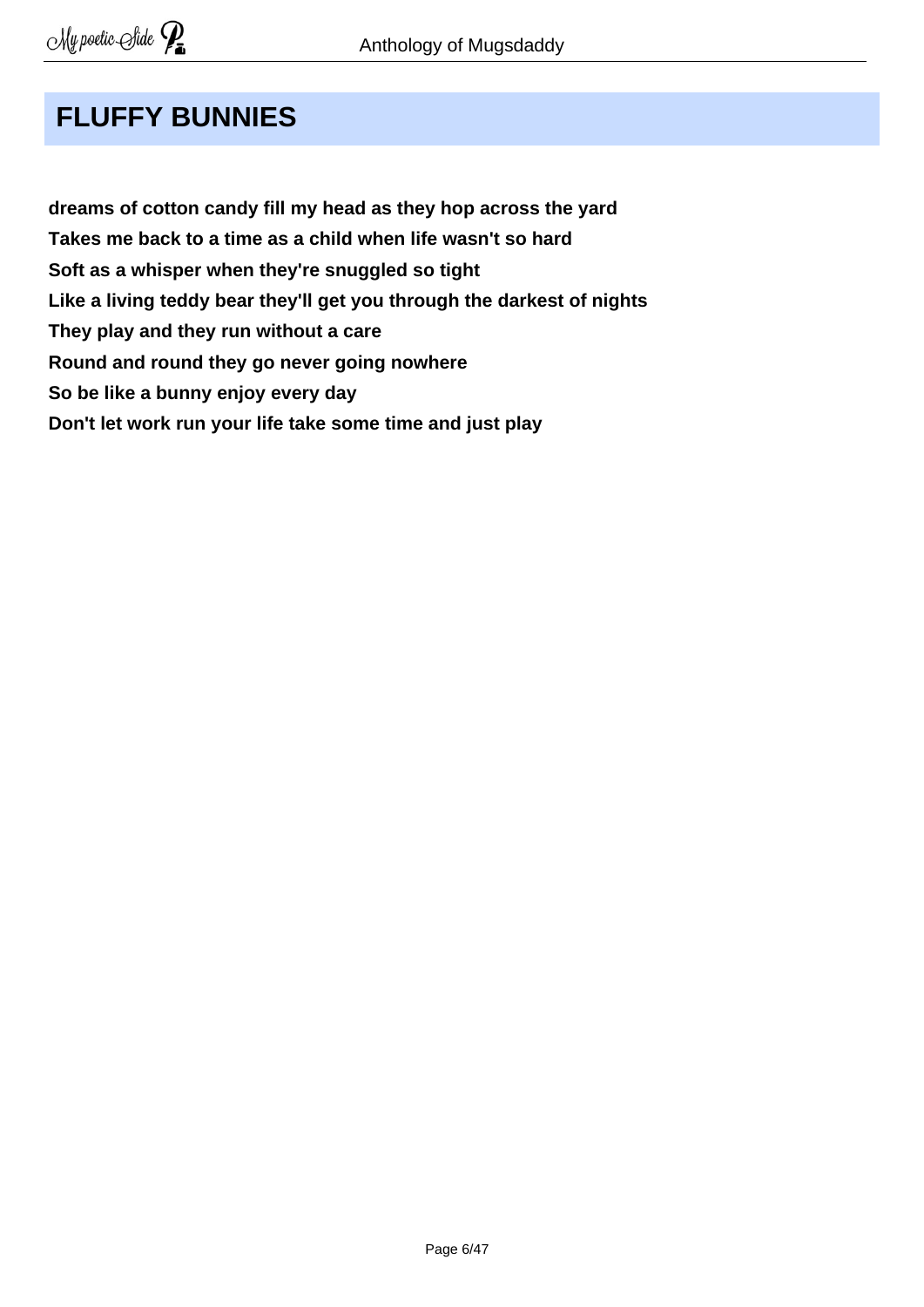## FLUFFY BUNNIES

**dreams of cotton candy fill my head as they hop across the yard**
**Takes me back to a time as a child when life wasn't so hard**
**Soft as a whisper when they're snuggled so tight**
**Like a living teddy bear they'll get you through the darkest of nights**
**They play and they run without a care**
**Round and round they go never going nowhere**
**So be like a bunny enjoy every day**
**Don't let work run your life take some time and just play**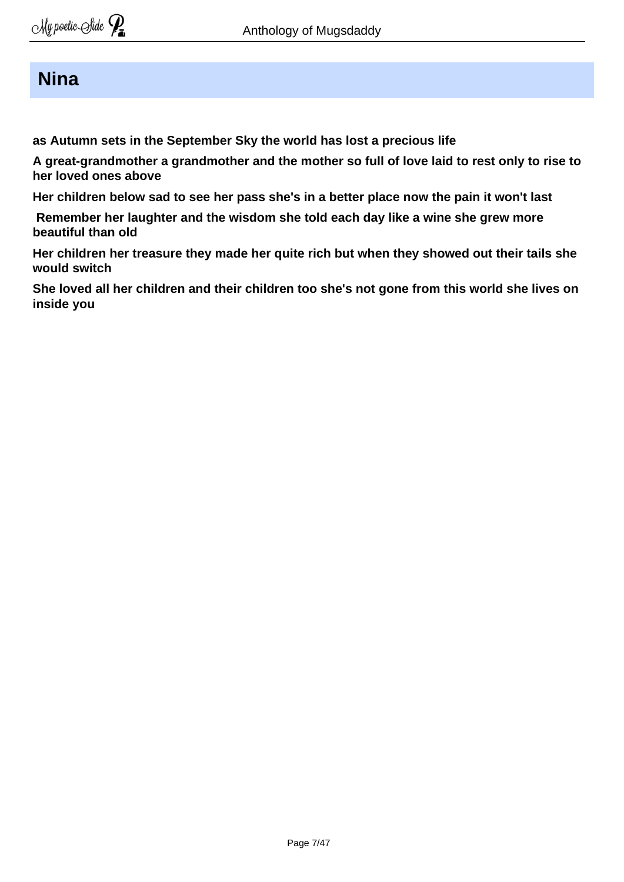## Nina

**as Autumn sets in the September Sky the world has lost a precious life**

**A great-grandmother a grandmother and the mother so full of love laid to rest only to rise to her loved ones above**

**Her children below sad to see her pass she's in a better place now the pain it won't last**

**Remember her laughter and the wisdom she told each day like a wine she grew more beautiful than old**

**Her children her treasure they made her quite rich but when they showed out their tails she would switch**

**She loved all her children and their children too she's not gone from this world she lives on inside you**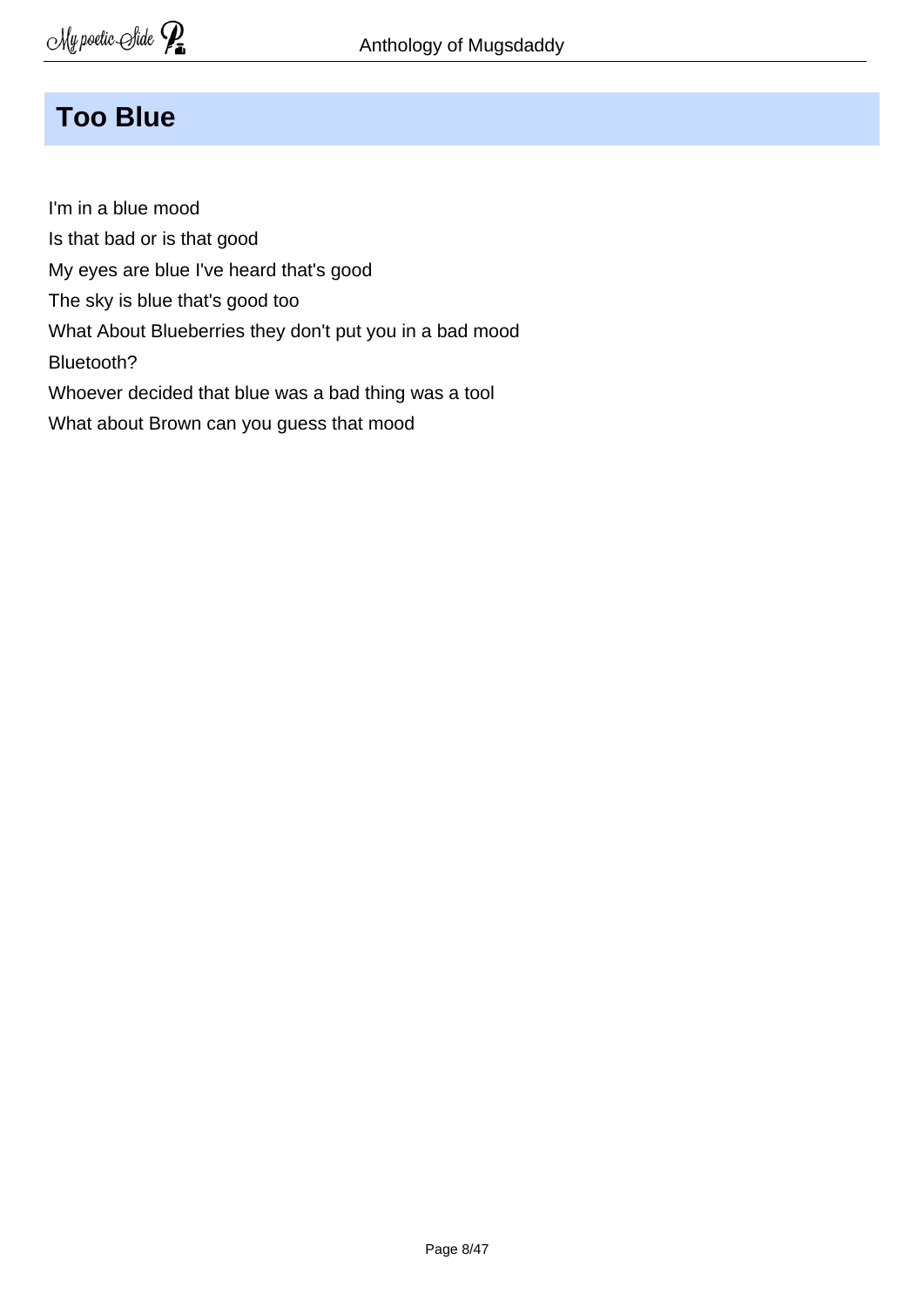## Too Blue

I'm in a blue mood  
Is that bad or is that good  
My eyes are blue I've heard that's good  
The sky is blue that's good too  
What About Blueberries they don't put you in a bad mood  
Bluetooth?  
Whoever decided that blue was a bad thing was a tool  
What about Brown can you guess that mood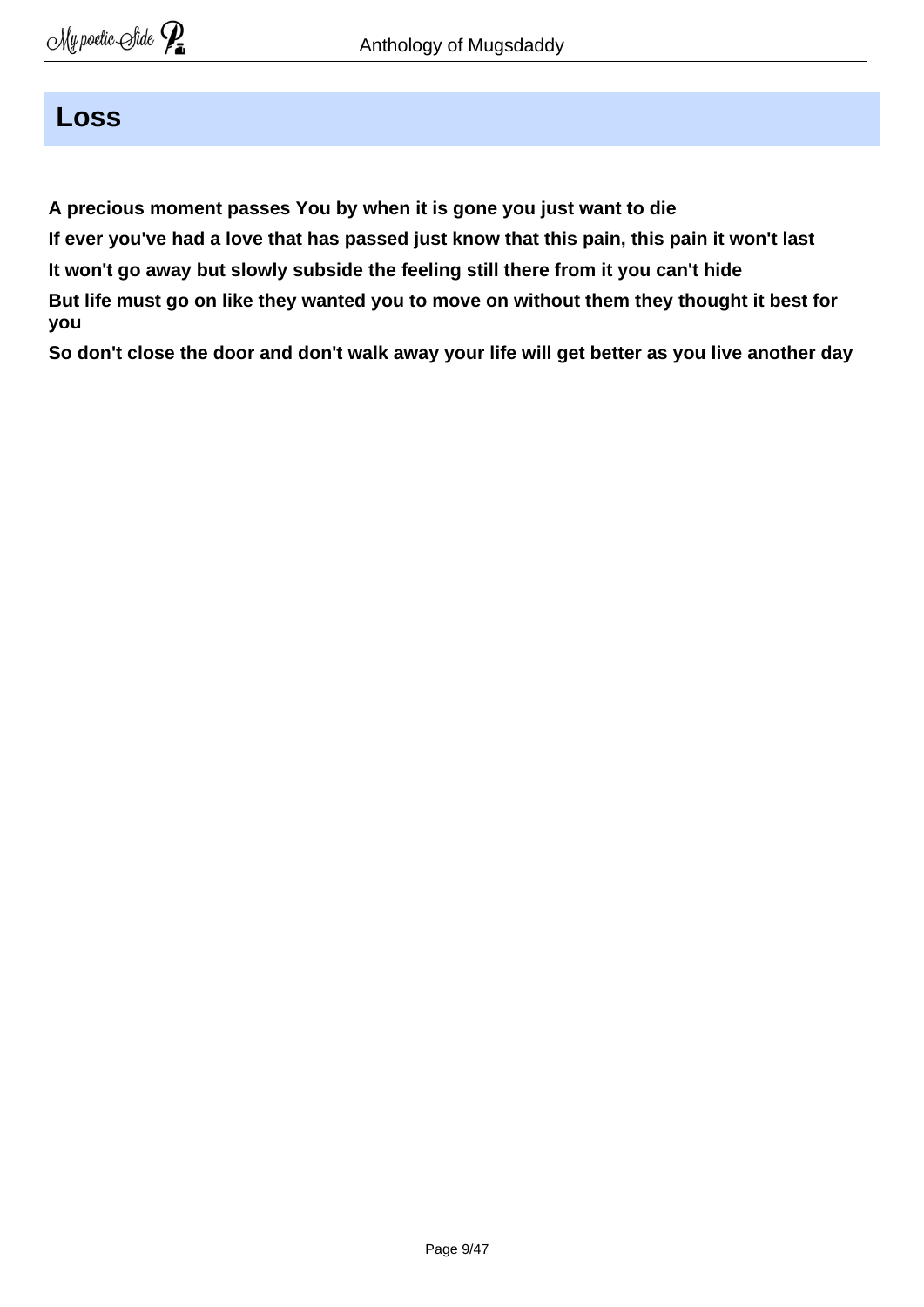# Loss

**A precious moment passes You by when it is gone you just want to die**

**If ever you've had a love that has passed just know that this pain, this pain it won't last**

**It won't go away but slowly subside the feeling still there from it you can't hide**

**But life must go on like they wanted you to move on without them they thought it best for you**

**So don't close the door and don't walk away your life will get better as you live another day**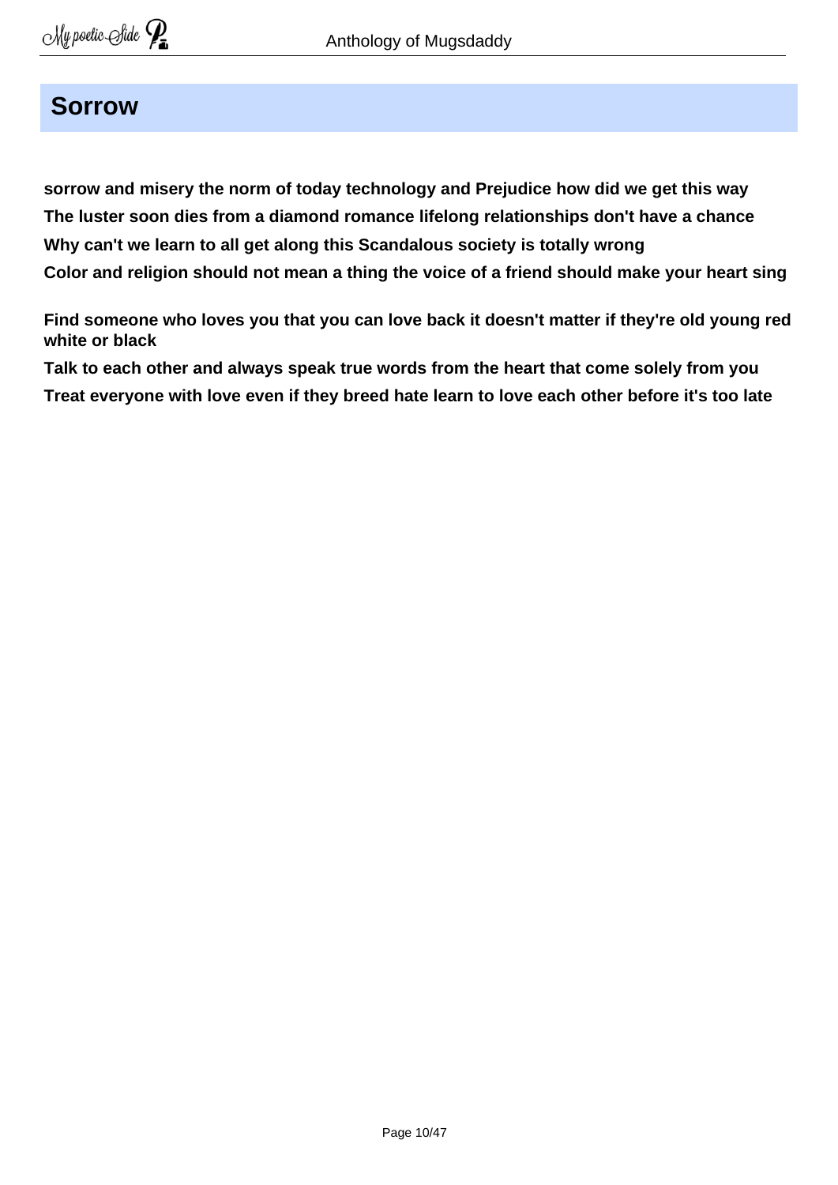# Sorrow

**sorrow and misery the norm of today technology and Prejudice how did we get this way**
**The luster soon dies from a diamond romance lifelong relationships don't have a chance**
**Why can't we learn to all get along this Scandalous society is totally wrong**
**Color and religion should not mean a thing the voice of a friend should make your heart sing**

**Find someone who loves you that you can love back it doesn't matter if they're old young red white or black**
**Talk to each other and always speak true words from the heart that come solely from you**
**Treat everyone with love even if they breed hate learn to love each other before it's too late**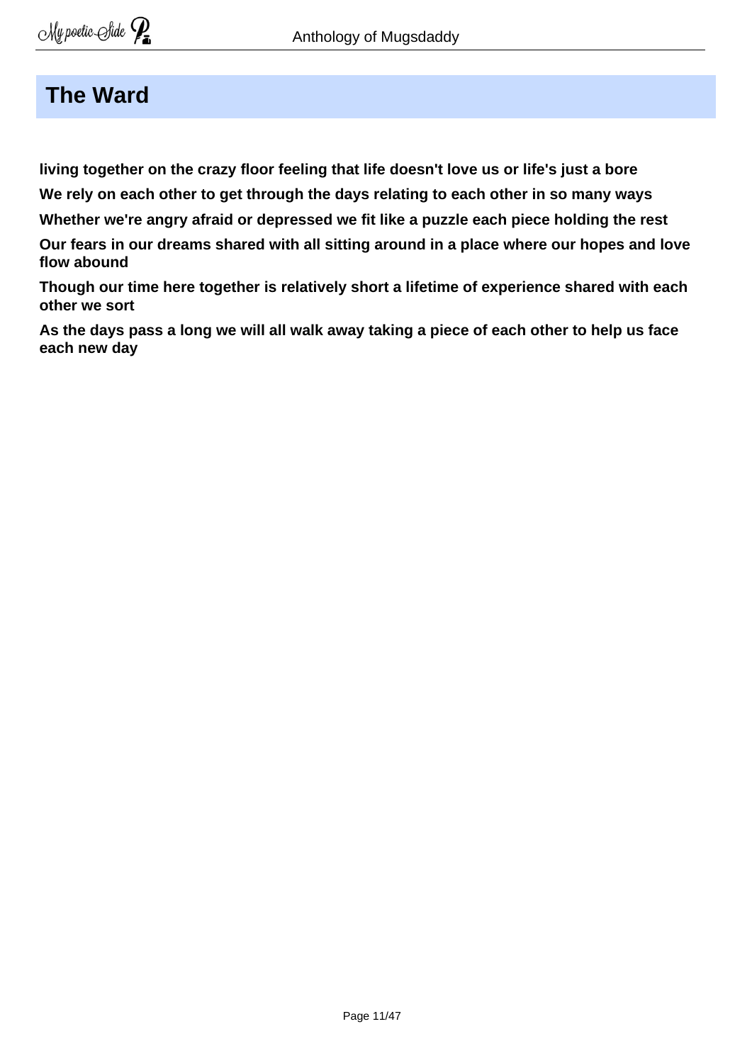# The Ward

**living together on the crazy floor feeling that life doesn't love us or life's just a bore**

**We rely on each other to get through the days relating to each other in so many ways**

**Whether we're angry afraid or depressed we fit like a puzzle each piece holding the rest**

**Our fears in our dreams shared with all sitting around in a place where our hopes and love flow abound**

**Though our time here together is relatively short a lifetime of experience shared with each other we sort**

**As the days pass a long we will all walk away taking a piece of each other to help us face each new day**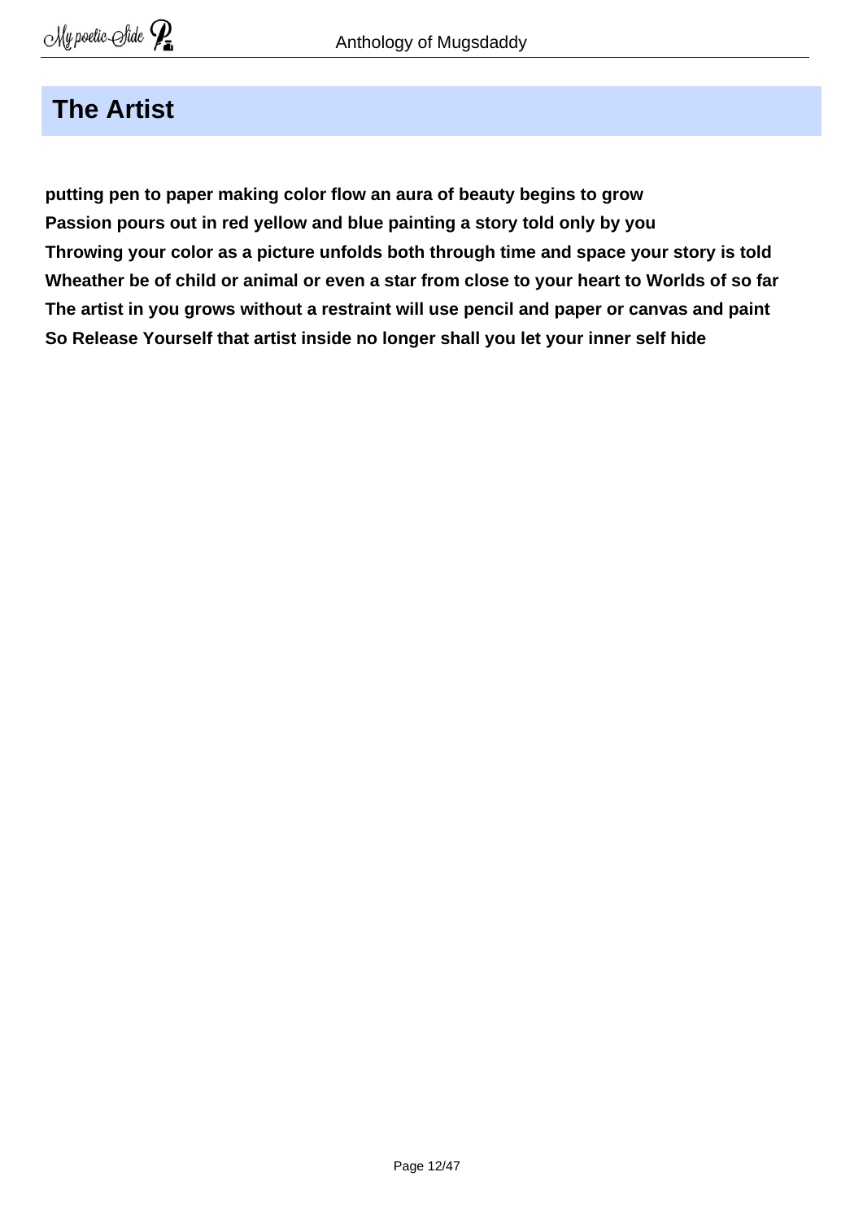## The Artist

**putting pen to paper making color flow an aura of beauty begins to grow**
**Passion pours out in red yellow and blue painting a story told only by you**
**Throwing your color as a picture unfolds both through time and space your story is told**
**Wheather be of child or animal or even a star from close to your heart to Worlds of so far**
**The artist in you grows without a restraint will use pencil and paper or canvas and paint**
**So Release Yourself that artist inside no longer shall you let your inner self hide**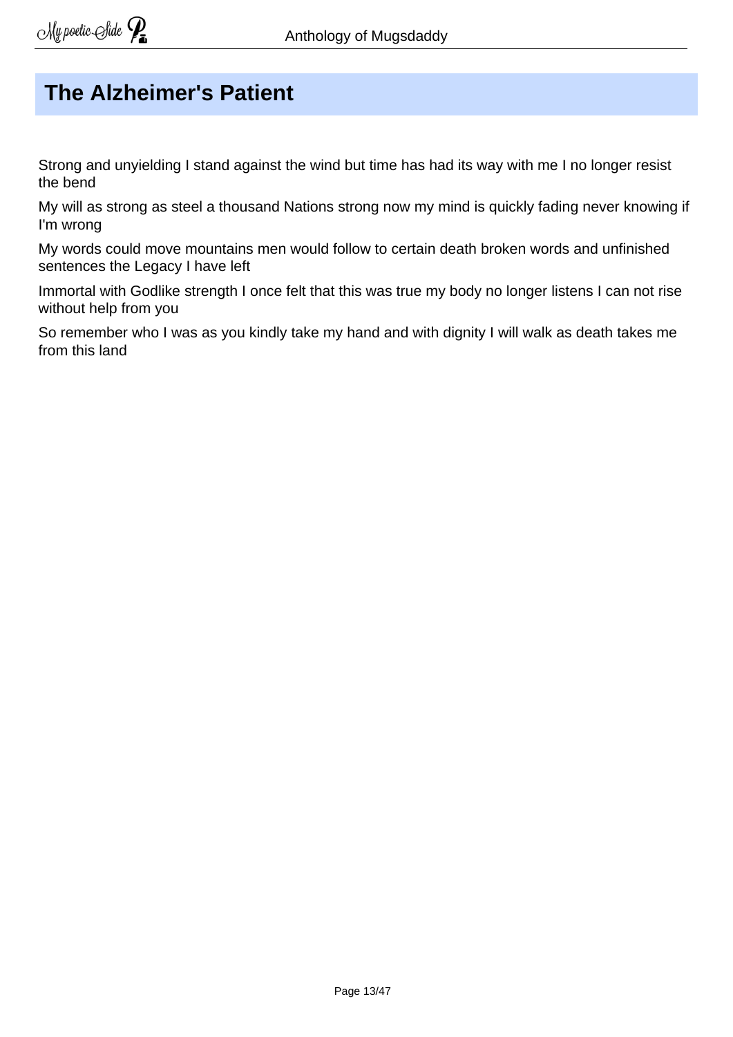# The Alzheimer's Patient

Strong and unyielding I stand against the wind but time has had its way with me I no longer resist the bend

My will as strong as steel a thousand Nations strong now my mind is quickly fading never knowing if I'm wrong

My words could move mountains men would follow to certain death broken words and unfinished sentences the Legacy I have left

Immortal with Godlike strength I once felt that this was true my body no longer listens I can not rise without help from you

So remember who I was as you kindly take my hand and with dignity I will walk as death takes me from this land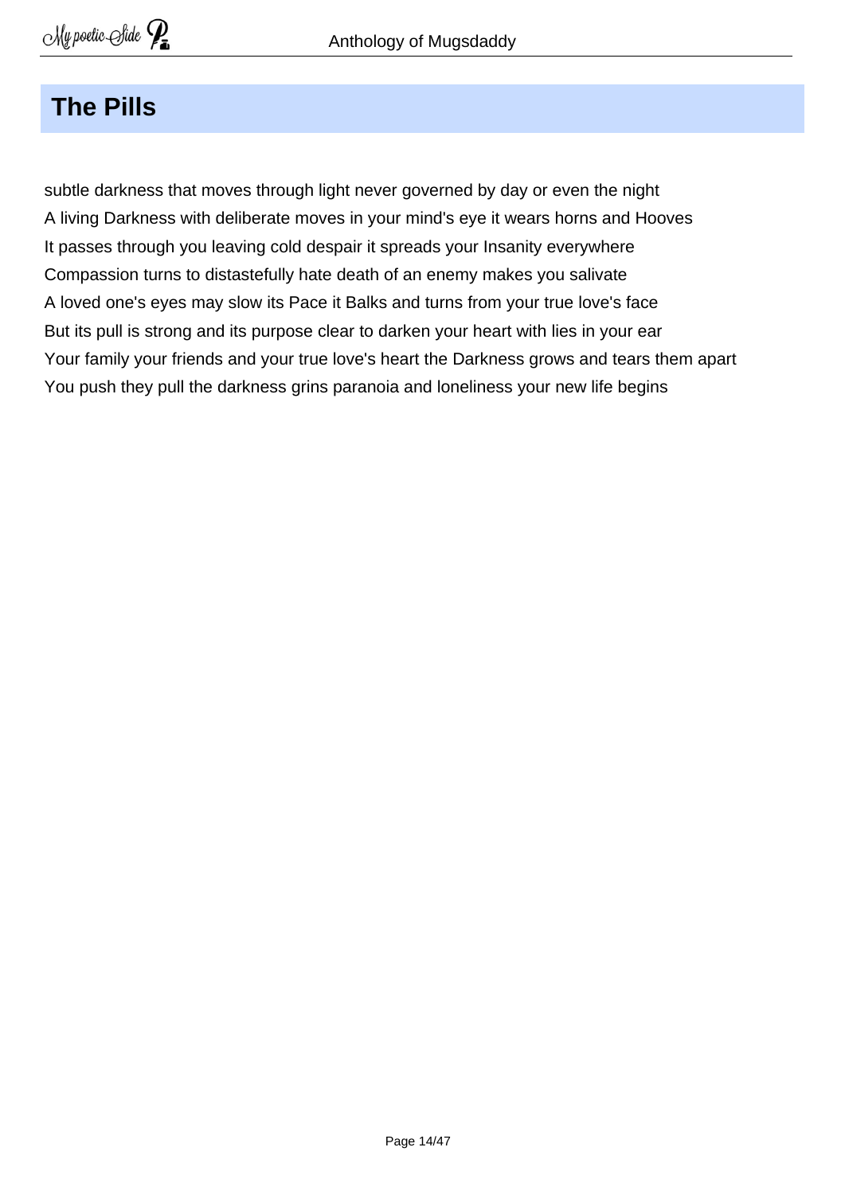## The Pills

subtle darkness that moves through light never governed by day or even the night  
A living Darkness with deliberate moves in your mind's eye it wears horns and Hooves  
It passes through you leaving cold despair it spreads your Insanity everywhere  
Compassion turns to distastefully hate death of an enemy makes you salivate  
A loved one's eyes may slow its Pace it Balks and turns from your true love's face  
But its pull is strong and its purpose clear to darken your heart with lies in your ear  
Your family your friends and your true love's heart the Darkness grows and tears them apart  
You push they pull the darkness grins paranoia and loneliness your new life begins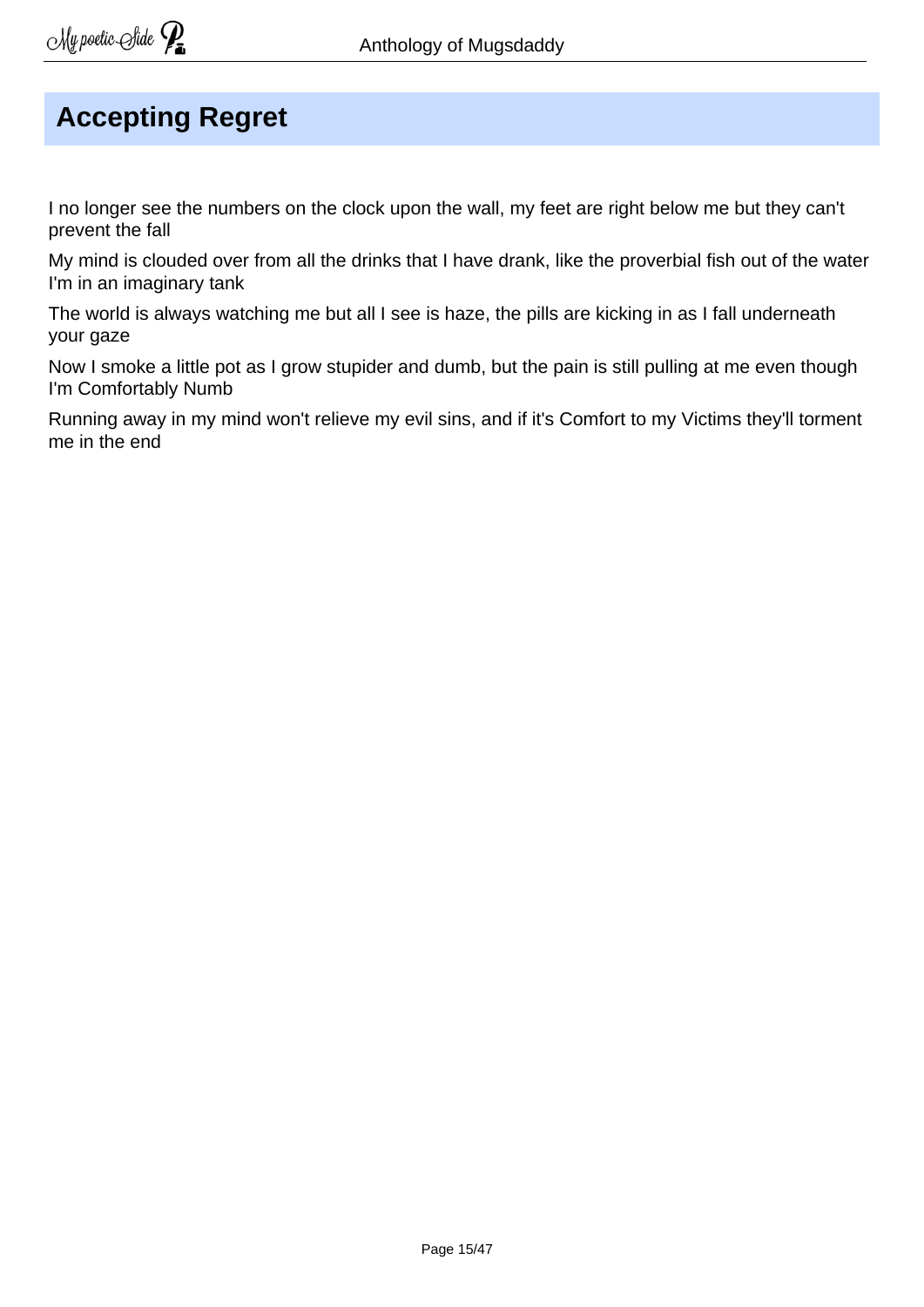# Accepting Regret

I no longer see the numbers on the clock upon the wall, my feet are right below me but they can't prevent the fall

My mind is clouded over from all the drinks that I have drank, like the proverbial fish out of the water I'm in an imaginary tank

The world is always watching me but all I see is haze, the pills are kicking in as I fall underneath your gaze

Now I smoke a little pot as I grow stupider and dumb, but the pain is still pulling at me even though I'm Comfortably Numb

Running away in my mind won't relieve my evil sins, and if it's Comfort to my Victims they'll torment me in the end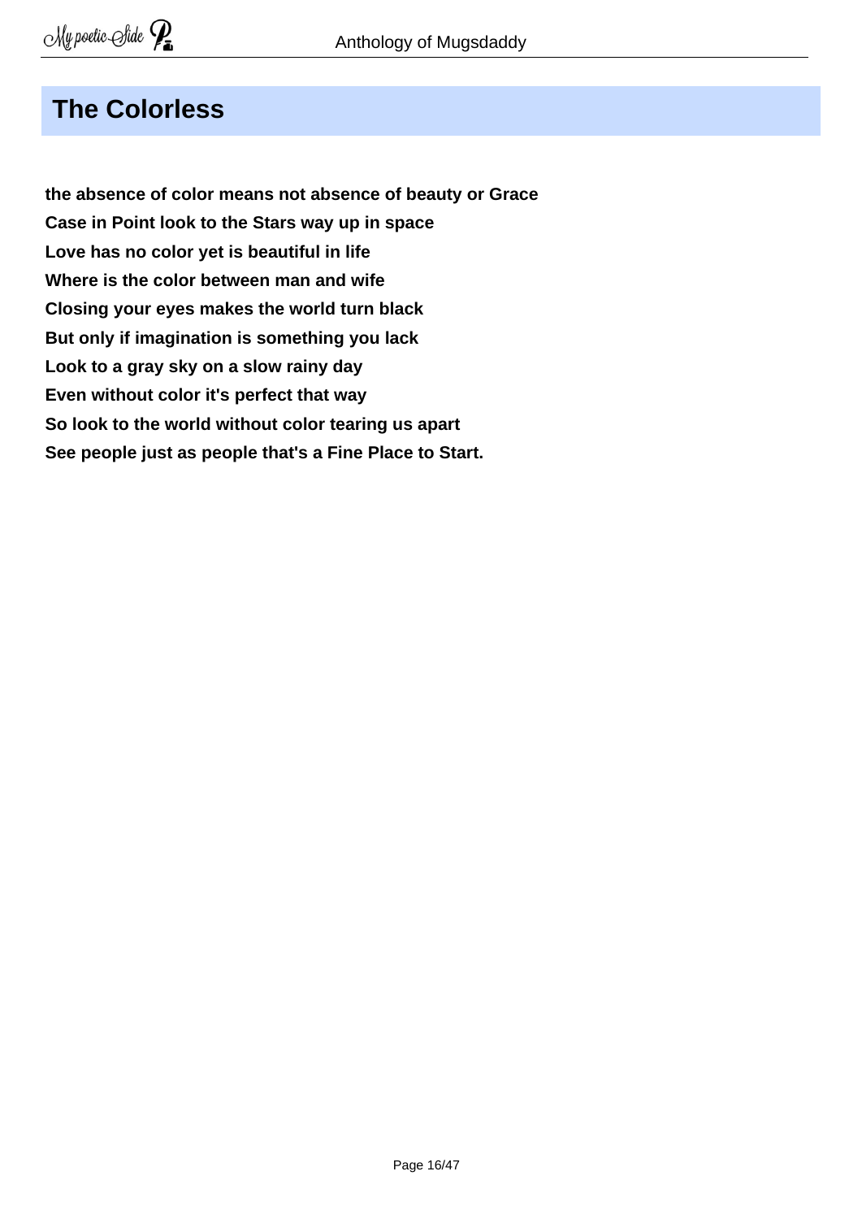## The Colorless

**the absence of color means not absence of beauty or Grace**
**Case in Point look to the Stars way up in space**
**Love has no color yet is beautiful in life**
**Where is the color between man and wife**
**Closing your eyes makes the world turn black**
**But only if imagination is something you lack**
**Look to a gray sky on a slow rainy day**
**Even without color it's perfect that way**
**So look to the world without color tearing us apart**
**See people just as people that's a Fine Place to Start.**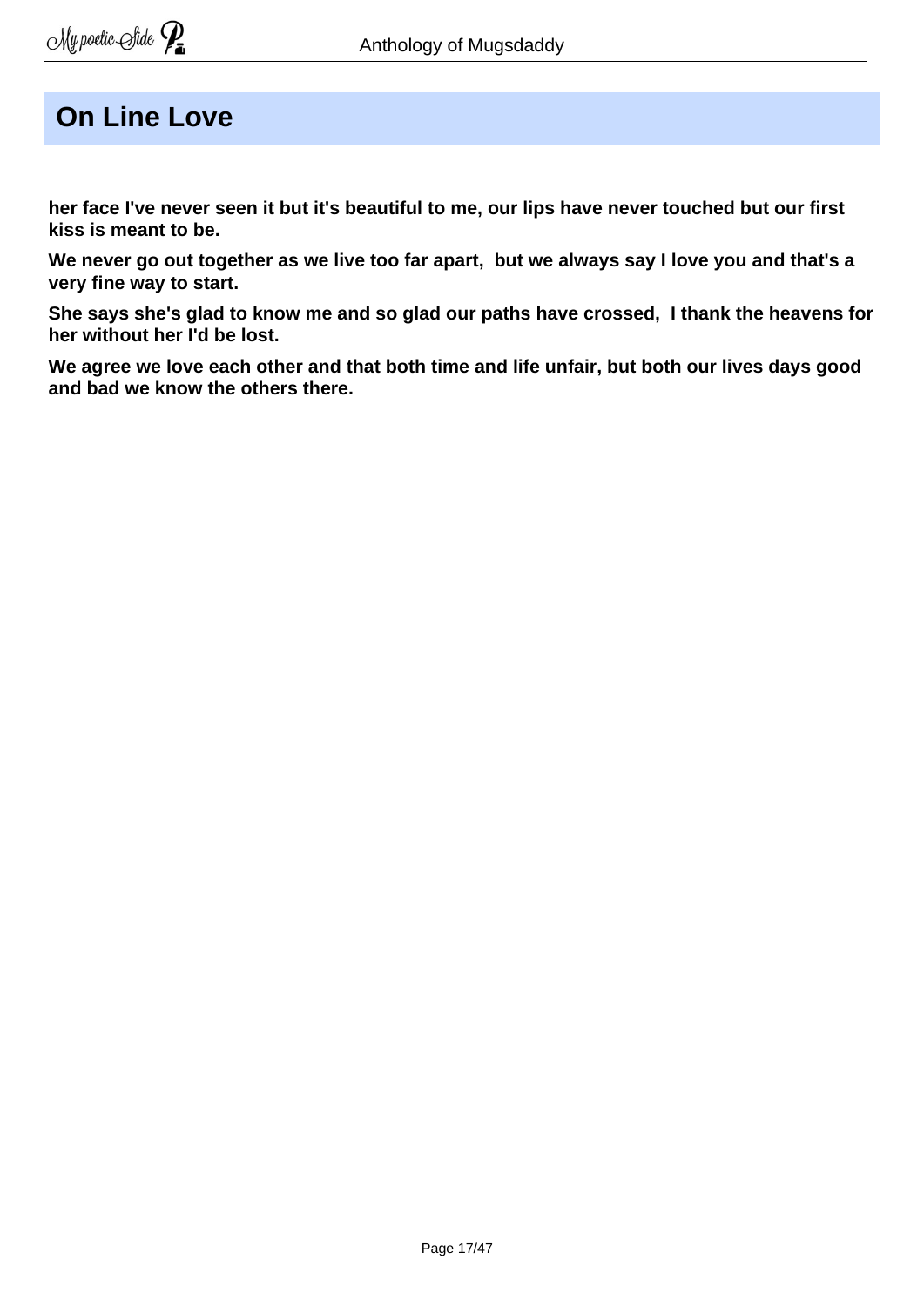## On Line Love

**her face I've never seen it but it's beautiful to me, our lips have never touched but our first kiss is meant to be.**

**We never go out together as we live too far apart,  but we always say I love you and that's a very fine way to start.**

**She says she's glad to know me and so glad our paths have crossed,  I thank the heavens for her without her I'd be lost.**

**We agree we love each other and that both time and life unfair, but both our lives days good and bad we know the others there.**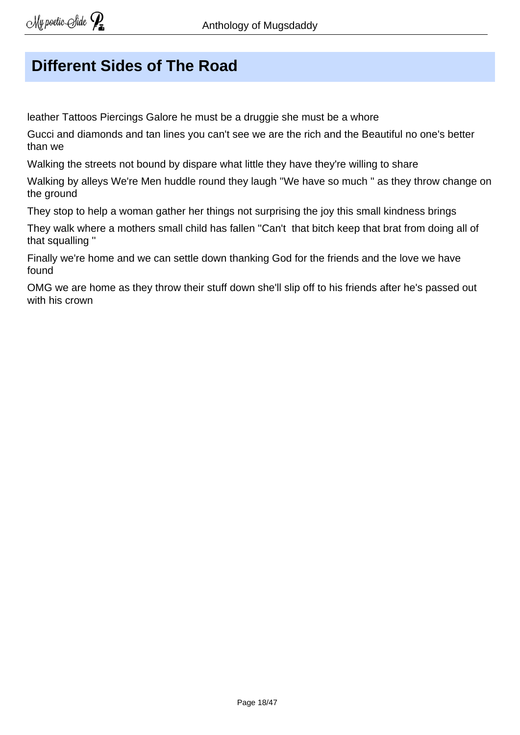# Different Sides of The Road

leather Tattoos Piercings Galore he must be a druggie she must be a whore

Gucci and diamonds and tan lines you can't see we are the rich and the Beautiful no one's better than we

Walking the streets not bound by dispare what little they have they're willing to share

Walking by alleys We're Men huddle round they laugh "We have so much " as they throw change on the ground

They stop to help a woman gather her things not surprising the joy this small kindness brings

They walk where a mothers small child has fallen "Can't  that bitch keep that brat from doing all of that squalling "

Finally we're home and we can settle down thanking God for the friends and the love we have found

OMG we are home as they throw their stuff down she'll slip off to his friends after he's passed out with his crown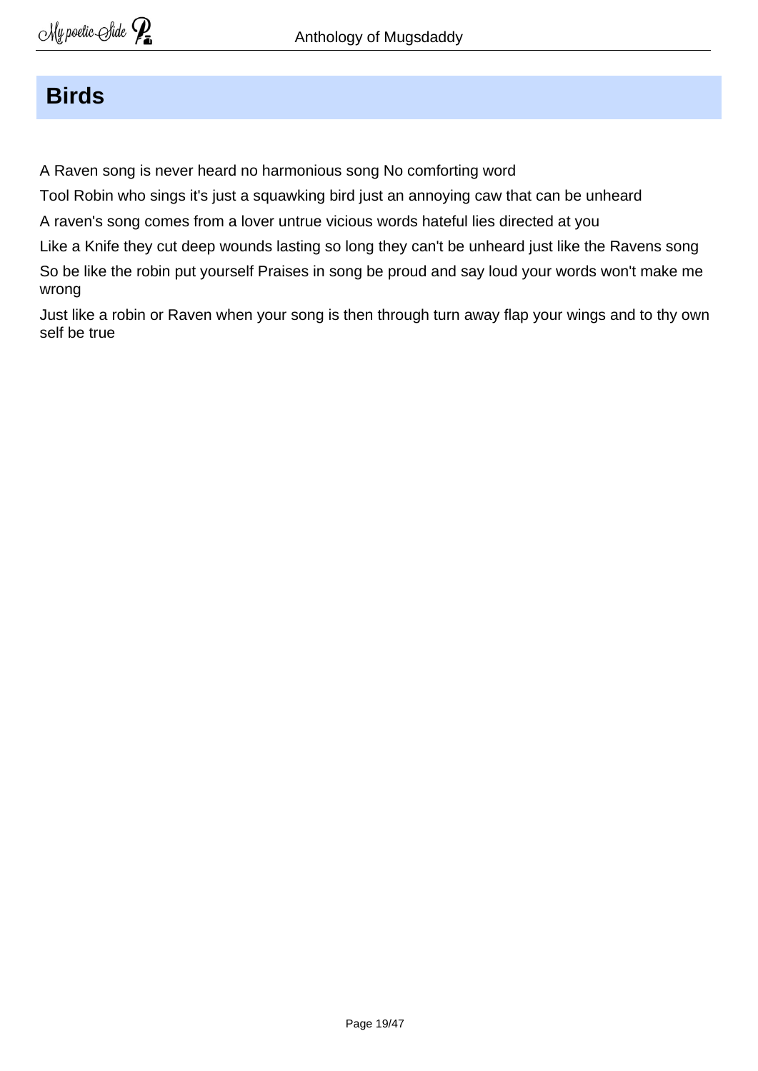## Birds

A Raven song is never heard no harmonious song No comforting word

Tool Robin who sings it's just a squawking bird just an annoying caw that can be unheard

A raven's song comes from a lover untrue vicious words hateful lies directed at you

Like a Knife they cut deep wounds lasting so long they can't be unheard just like the Ravens song

So be like the robin put yourself Praises in song be proud and say loud your words won't make me wrong

Just like a robin or Raven when your song is then through turn away flap your wings and to thy own self be true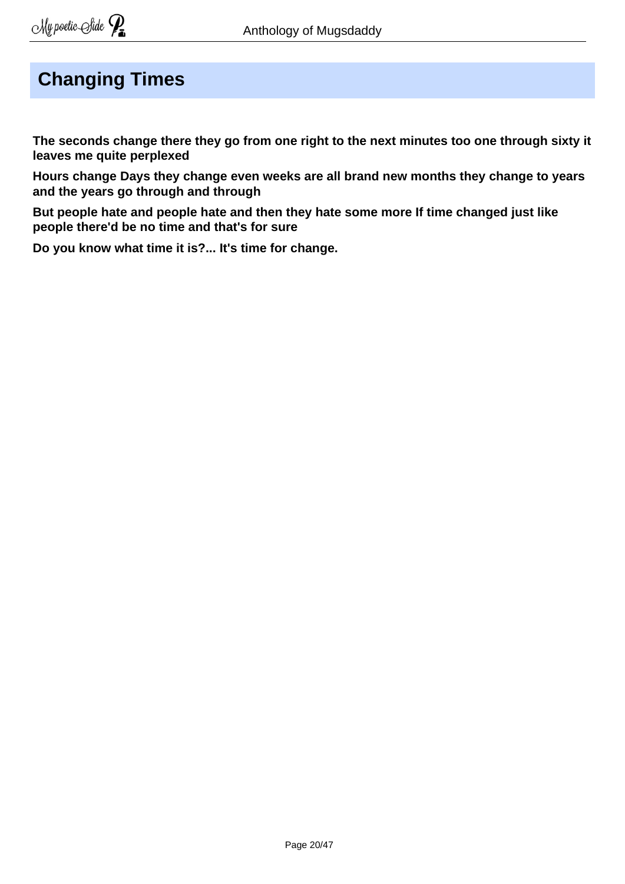## Changing Times

**The seconds change there they go from one right to the next minutes too one through sixty it leaves me quite perplexed**

**Hours change Days they change even weeks are all brand new months they change to years and the years go through and through**

**But people hate and people hate and then they hate some more If time changed just like people there'd be no time and that's for sure**

**Do you know what time it is?... It's time for change.**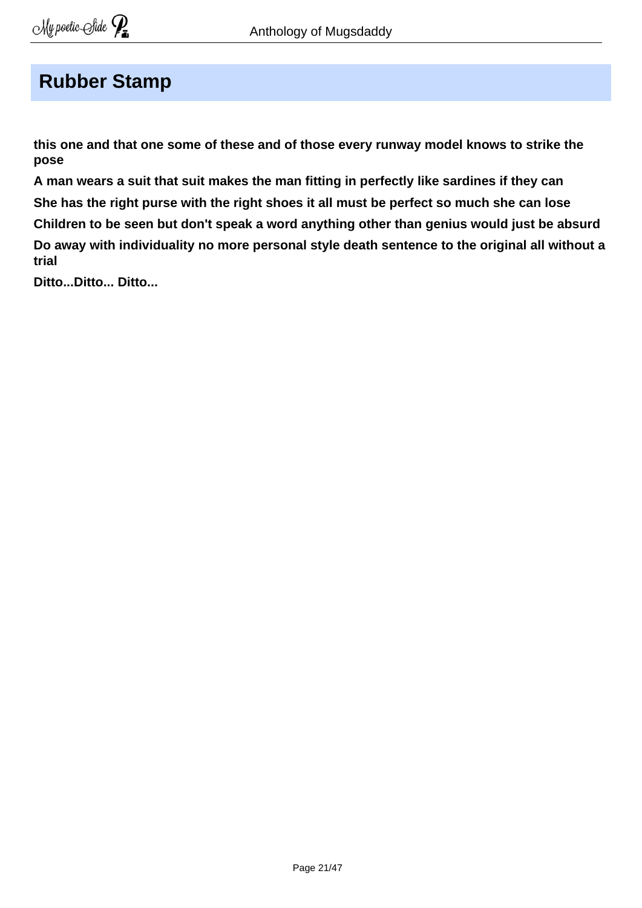## Rubber Stamp

**this one and that one some of these and of those every runway model knows to strike the pose**

**A man wears a suit that suit makes the man fitting in perfectly like sardines if they can**

**She has the right purse with the right shoes it all must be perfect so much she can lose**

**Children to be seen but don't speak a word anything other than genius would just be absurd**

**Do away with individuality no more personal style death sentence to the original all without a trial**

**Ditto...Ditto... Ditto...**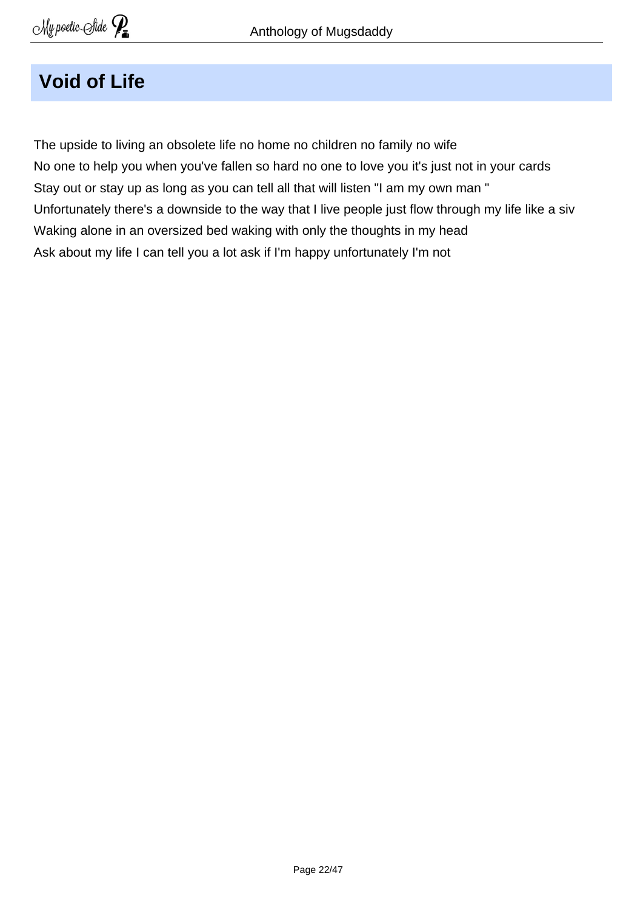## Void of Life

The upside to living an obsolete life no home no children no family no wife
No one to help you when you've fallen so hard no one to love you it's just not in your cards
Stay out or stay up as long as you can tell all that will listen "I am my own man "
Unfortunately there's a downside to the way that I live people just flow through my life like a siv
Waking alone in an oversized bed waking with only the thoughts in my head
Ask about my life I can tell you a lot ask if I'm happy unfortunately I'm not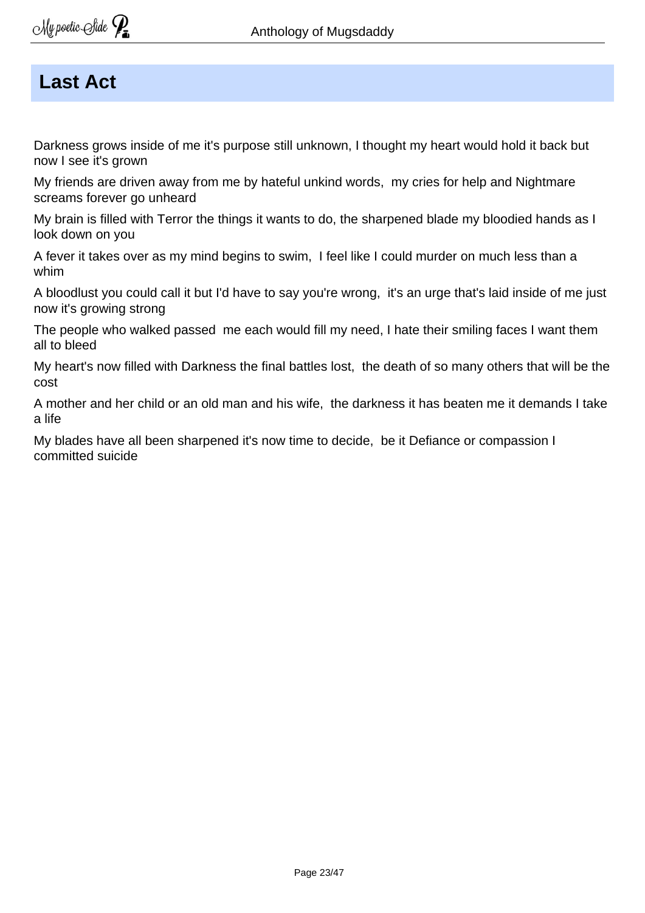## Last Act

Darkness grows inside of me it's purpose still unknown, I thought my heart would hold it back but now I see it's grown

My friends are driven away from me by hateful unkind words,  my cries for help and Nightmare screams forever go unheard

My brain is filled with Terror the things it wants to do, the sharpened blade my bloodied hands as I look down on you

A fever it takes over as my mind begins to swim,  I feel like I could murder on much less than a whim

A bloodlust you could call it but I'd have to say you're wrong,  it's an urge that's laid inside of me just now it's growing strong

The people who walked passed  me each would fill my need, I hate their smiling faces I want them all to bleed

My heart's now filled with Darkness the final battles lost,  the death of so many others that will be the cost

A mother and her child or an old man and his wife,  the darkness it has beaten me it demands I take a life

My blades have all been sharpened it's now time to decide,  be it Defiance or compassion I committed suicide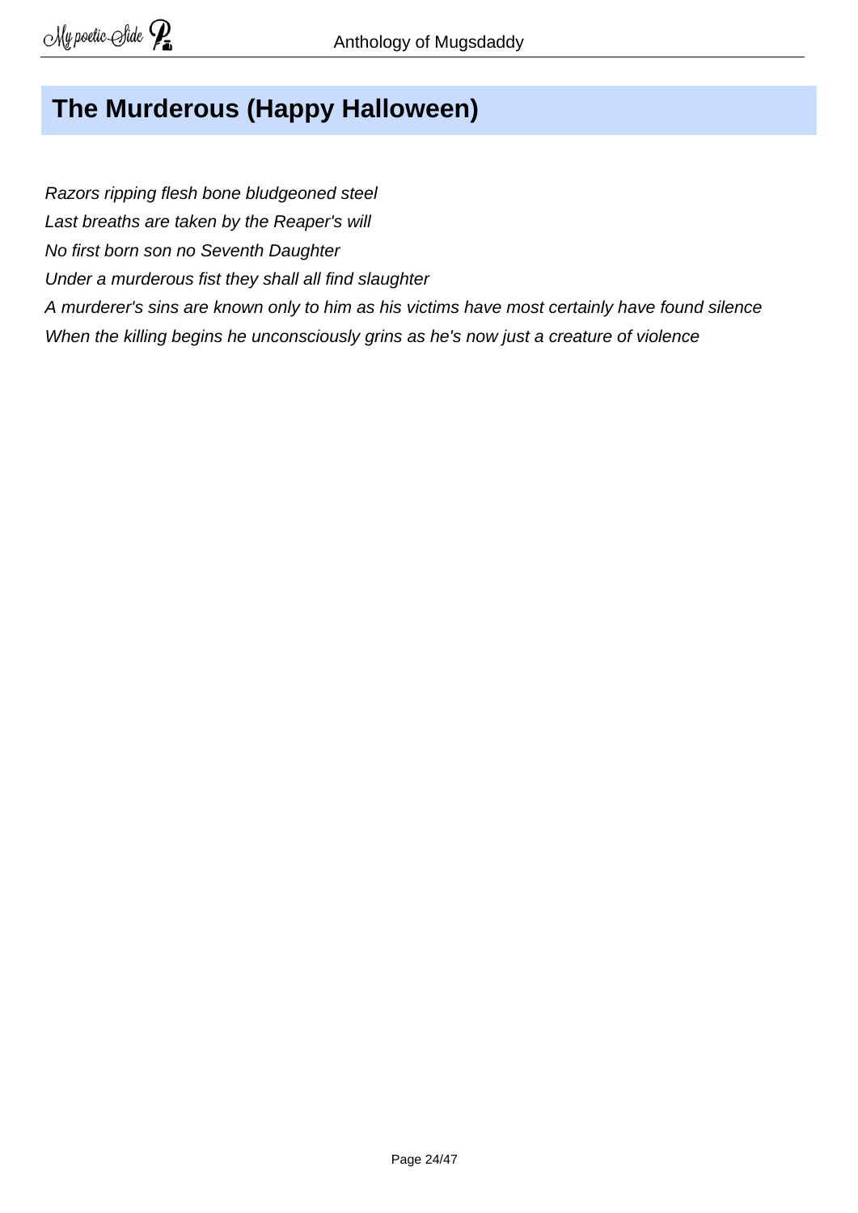## The Murderous (Happy Halloween)

*Razors ripping flesh bone bludgeoned steel*
*Last breaths are taken by the Reaper's will*
*No first born son no Seventh Daughter*
*Under a murderous fist they shall all find slaughter*
*A murderer's sins are known only to him as his victims have most certainly have found silence*
*When the killing begins he unconsciously grins as he's now just a creature of violence*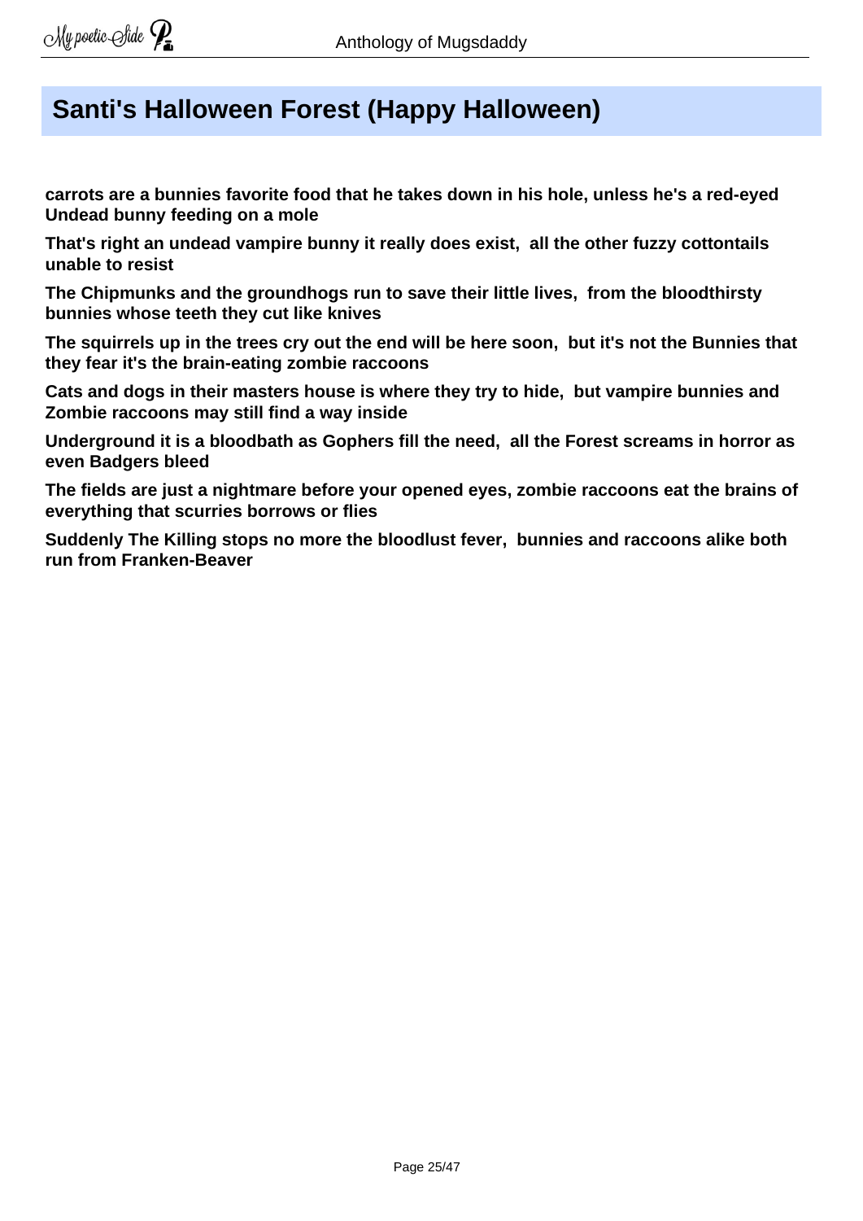# Santi's Halloween Forest (Happy Halloween)

**carrots are a bunnies favorite food that he takes down in his hole, unless he's a red-eyed Undead bunny feeding on a mole**

**That's right an undead vampire bunny it really does exist,  all the other fuzzy cottontails unable to resist**

**The Chipmunks and the groundhogs run to save their little lives,  from the bloodthirsty bunnies whose teeth they cut like knives**

**The squirrels up in the trees cry out the end will be here soon,  but it's not the Bunnies that they fear it's the brain-eating zombie raccoons**

**Cats and dogs in their masters house is where they try to hide,  but vampire bunnies and Zombie raccoons may still find a way inside**

**Underground it is a bloodbath as Gophers fill the need,  all the Forest screams in horror as even Badgers bleed**

**The fields are just a nightmare before your opened eyes, zombie raccoons eat the brains of everything that scurries borrows or flies**

**Suddenly The Killing stops no more the bloodlust fever,  bunnies and raccoons alike both run from Franken-Beaver**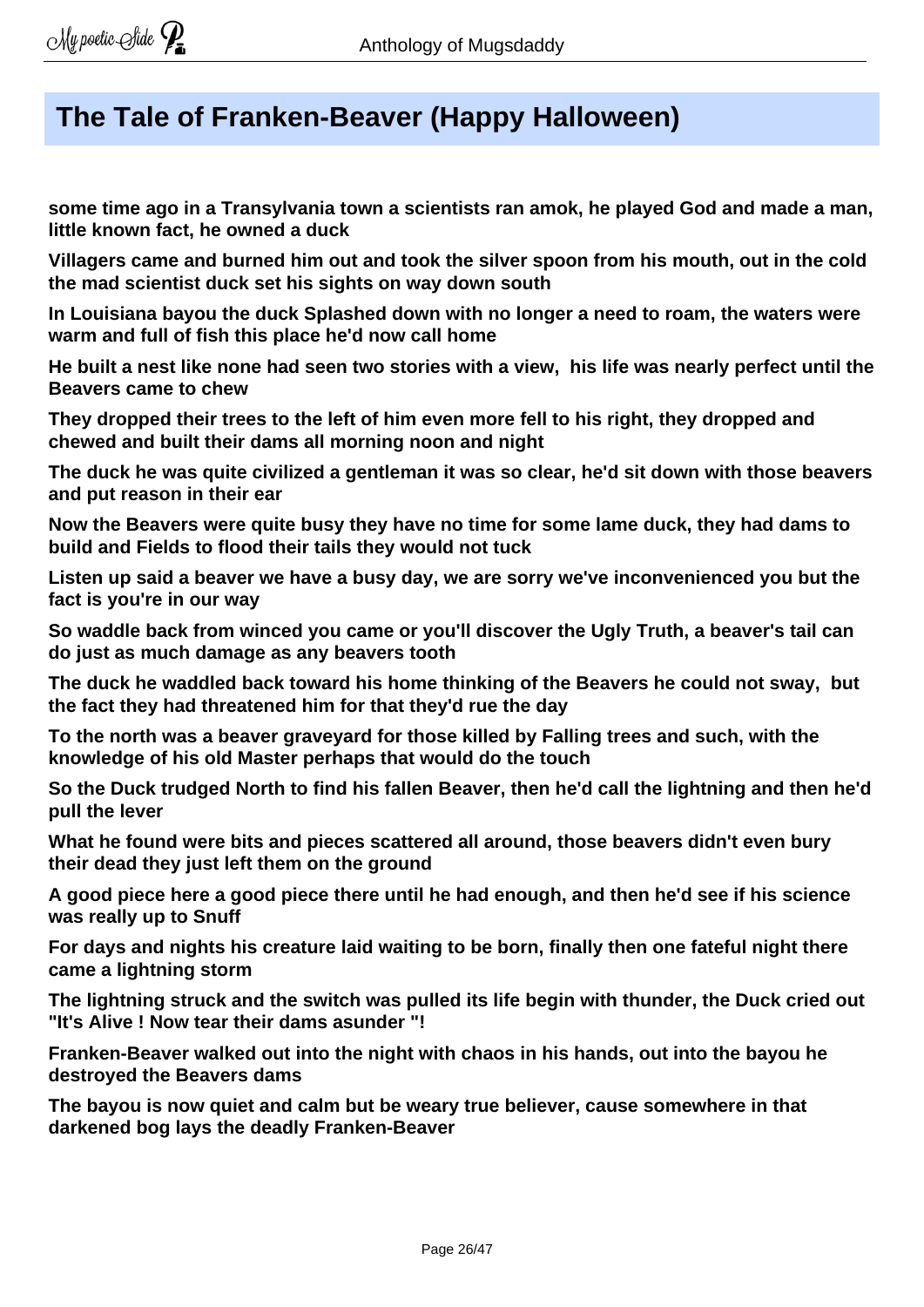## The Tale of Franken-Beaver (Happy Halloween)

**some time ago in a Transylvania town a scientists ran amok, he played God and made a man, little known fact, he owned a duck**

**Villagers came and burned him out and took the silver spoon from his mouth, out in the cold the mad scientist duck set his sights on way down south**

**In Louisiana bayou the duck Splashed down with no longer a need to roam, the waters were warm and full of fish this place he'd now call home**

**He built a nest like none had seen two stories with a view,  his life was nearly perfect until the Beavers came to chew**

**They dropped their trees to the left of him even more fell to his right, they dropped and chewed and built their dams all morning noon and night**

**The duck he was quite civilized a gentleman it was so clear, he'd sit down with those beavers and put reason in their ear**

**Now the Beavers were quite busy they have no time for some lame duck, they had dams to build and Fields to flood their tails they would not tuck**

**Listen up said a beaver we have a busy day, we are sorry we've inconvenienced you but the fact is you're in our way**

**So waddle back from winced you came or you'll discover the Ugly Truth, a beaver's tail can do just as much damage as any beavers tooth**

**The duck he waddled back toward his home thinking of the Beavers he could not sway,  but the fact they had threatened him for that they'd rue the day**

**To the north was a beaver graveyard for those killed by Falling trees and such, with the knowledge of his old Master perhaps that would do the touch**

**So the Duck trudged North to find his fallen Beaver, then he'd call the lightning and then he'd pull the lever**

**What he found were bits and pieces scattered all around, those beavers didn't even bury their dead they just left them on the ground**

**A good piece here a good piece there until he had enough, and then he'd see if his science was really up to Snuff**

**For days and nights his creature laid waiting to be born, finally then one fateful night there came a lightning storm**

**The lightning struck and the switch was pulled its life begin with thunder, the Duck cried out "It's Alive ! Now tear their dams asunder "!**

**Franken-Beaver walked out into the night with chaos in his hands, out into the bayou he destroyed the Beavers dams**

**The bayou is now quiet and calm but be weary true believer, cause somewhere in that darkened bog lays the deadly Franken-Beaver**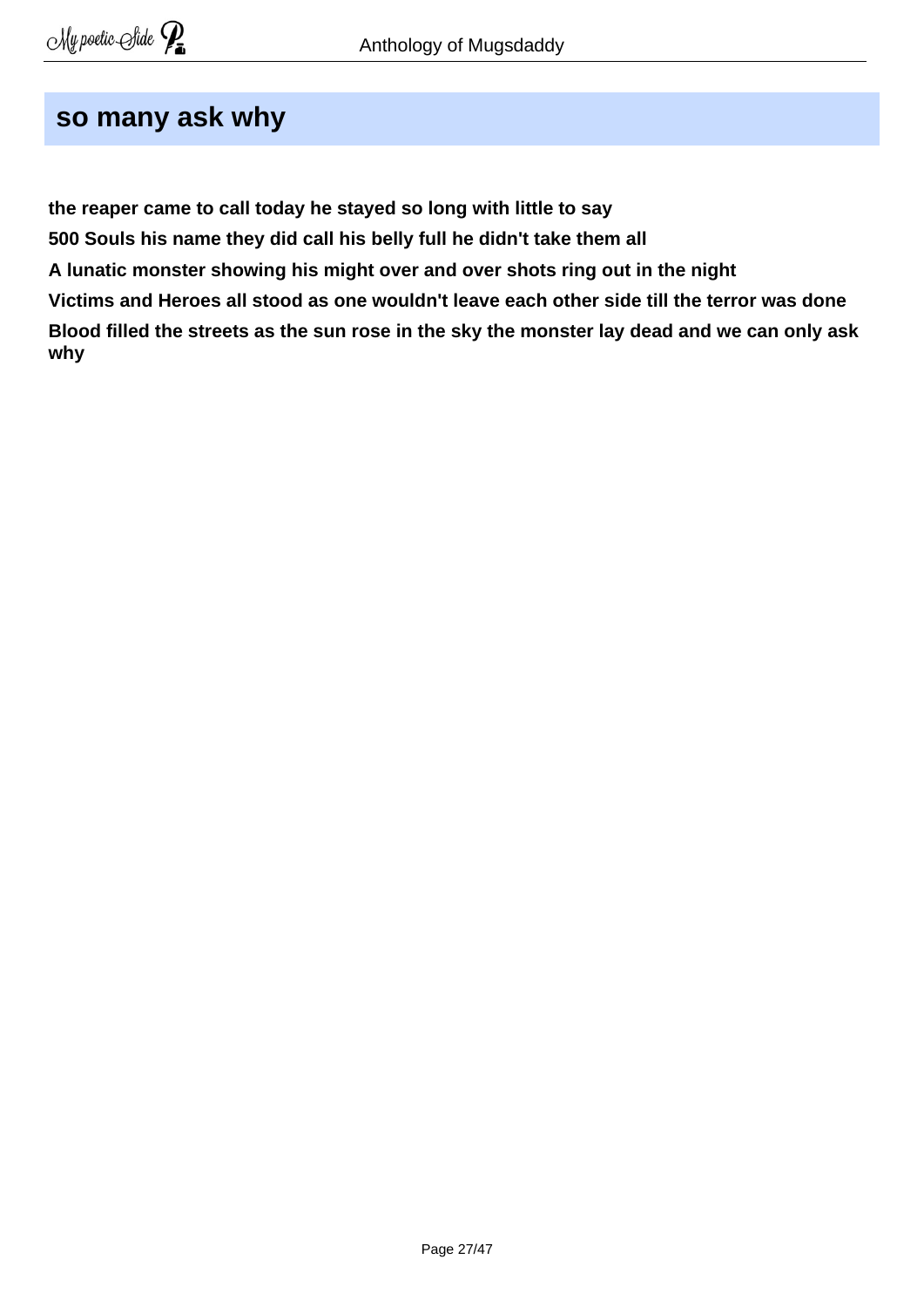## so many ask why

**the reaper came to call today he stayed so long with little to say**

**500 Souls his name they did call his belly full he didn't take them all**

**A lunatic monster showing his might over and over shots ring out in the night**

**Victims and Heroes all stood as one wouldn't leave each other side till the terror was done**

**Blood filled the streets as the sun rose in the sky the monster lay dead and we can only ask why**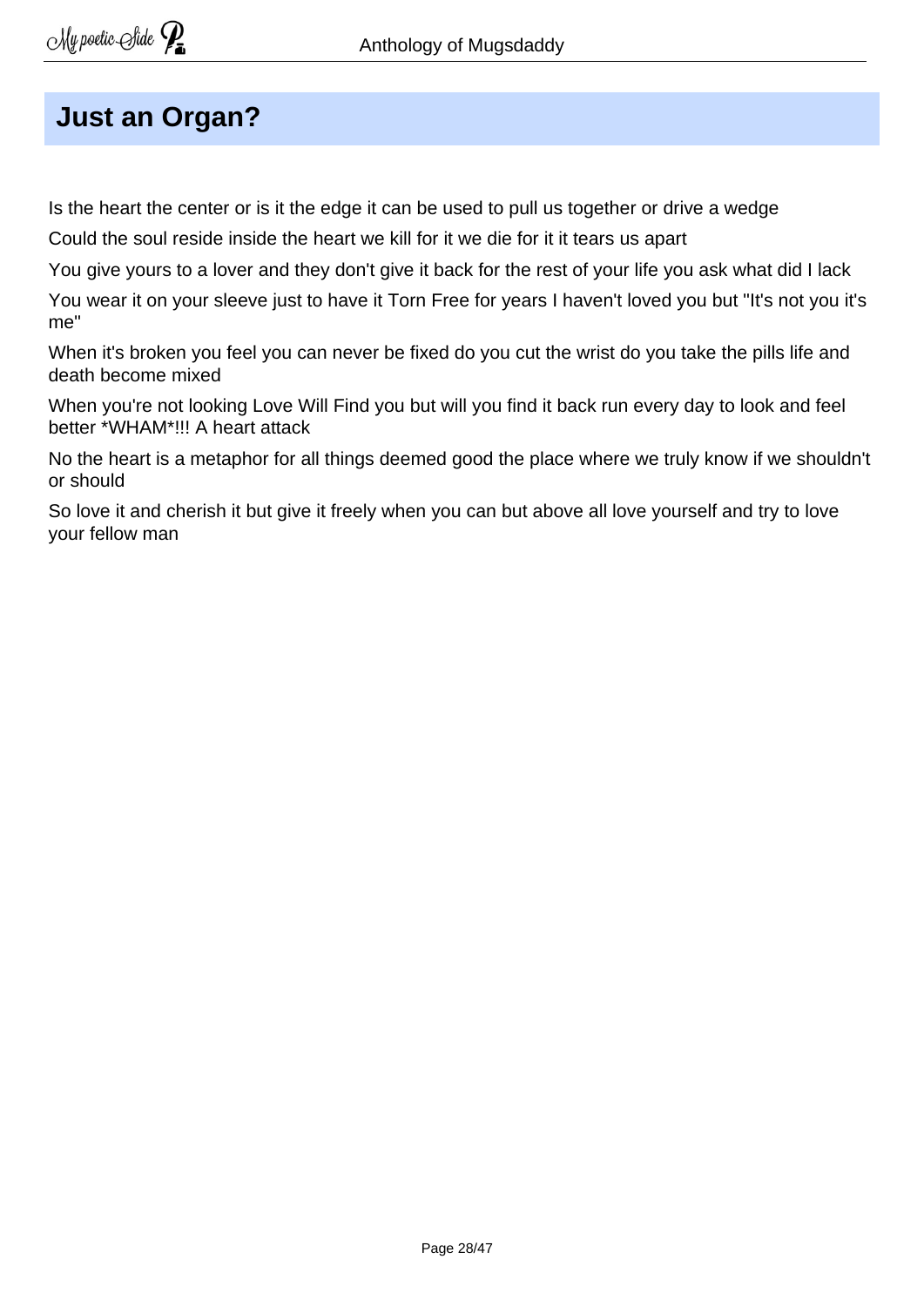## Just an Organ?

Is the heart the center or is it the edge it can be used to pull us together or drive a wedge

Could the soul reside inside the heart we kill for it we die for it it tears us apart

You give yours to a lover and they don't give it back for the rest of your life you ask what did I lack

You wear it on your sleeve just to have it Torn Free for years I haven't loved you but "It's not you it's me"

When it's broken you feel you can never be fixed do you cut the wrist do you take the pills life and death become mixed

When you're not looking Love Will Find you but will you find it back run every day to look and feel better *WHAM*!!! A heart attack

No the heart is a metaphor for all things deemed good the place where we truly know if we shouldn't or should

So love it and cherish it but give it freely when you can but above all love yourself and try to love your fellow man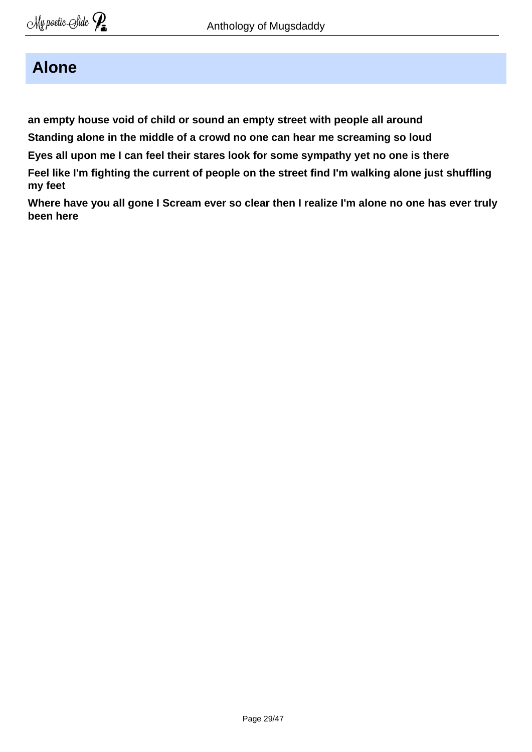## Alone

**an empty house void of child or sound an empty street with people all around**

**Standing alone in the middle of a crowd no one can hear me screaming so loud**

**Eyes all upon me I can feel their stares look for some sympathy yet no one is there**

**Feel like I'm fighting the current of people on the street find I'm walking alone just shuffling my feet**

**Where have you all gone I Scream ever so clear then I realize I'm alone no one has ever truly been here**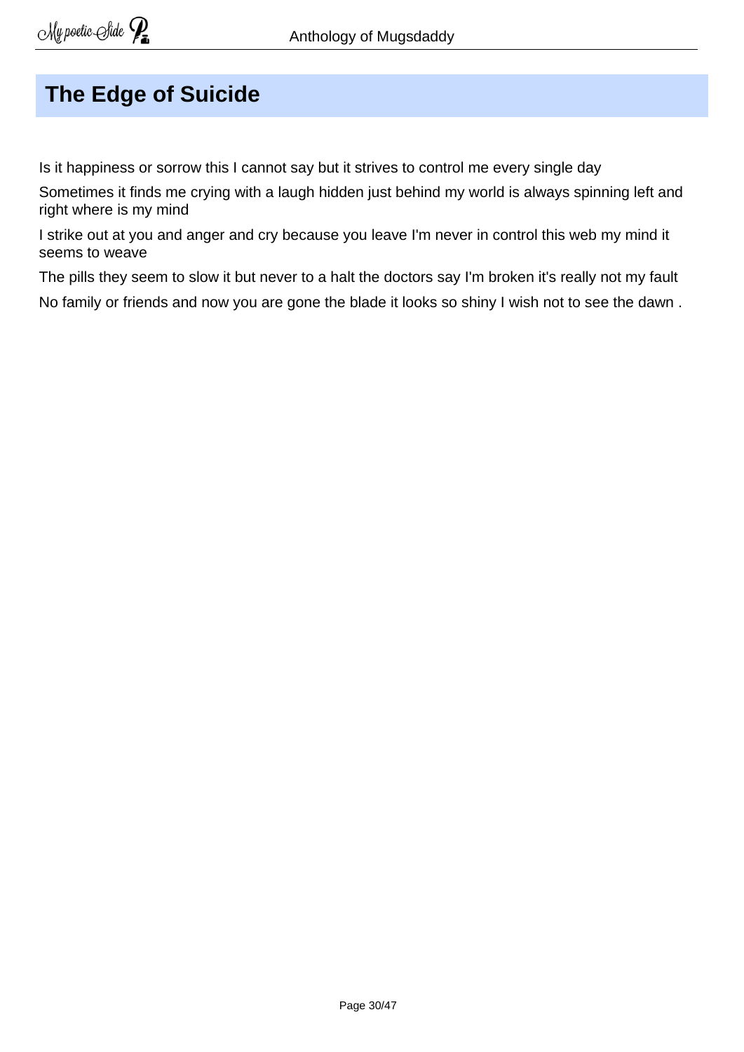# The Edge of Suicide

Is it happiness or sorrow this I cannot say but it strives to control me every single day

Sometimes it finds me crying with a laugh hidden just behind my world is always spinning left and right where is my mind

I strike out at you and anger and cry because you leave I'm never in control this web my mind it seems to weave

The pills they seem to slow it but never to a halt the doctors say I'm broken it's really not my fault

No family or friends and now you are gone the blade it looks so shiny I wish not to see the dawn .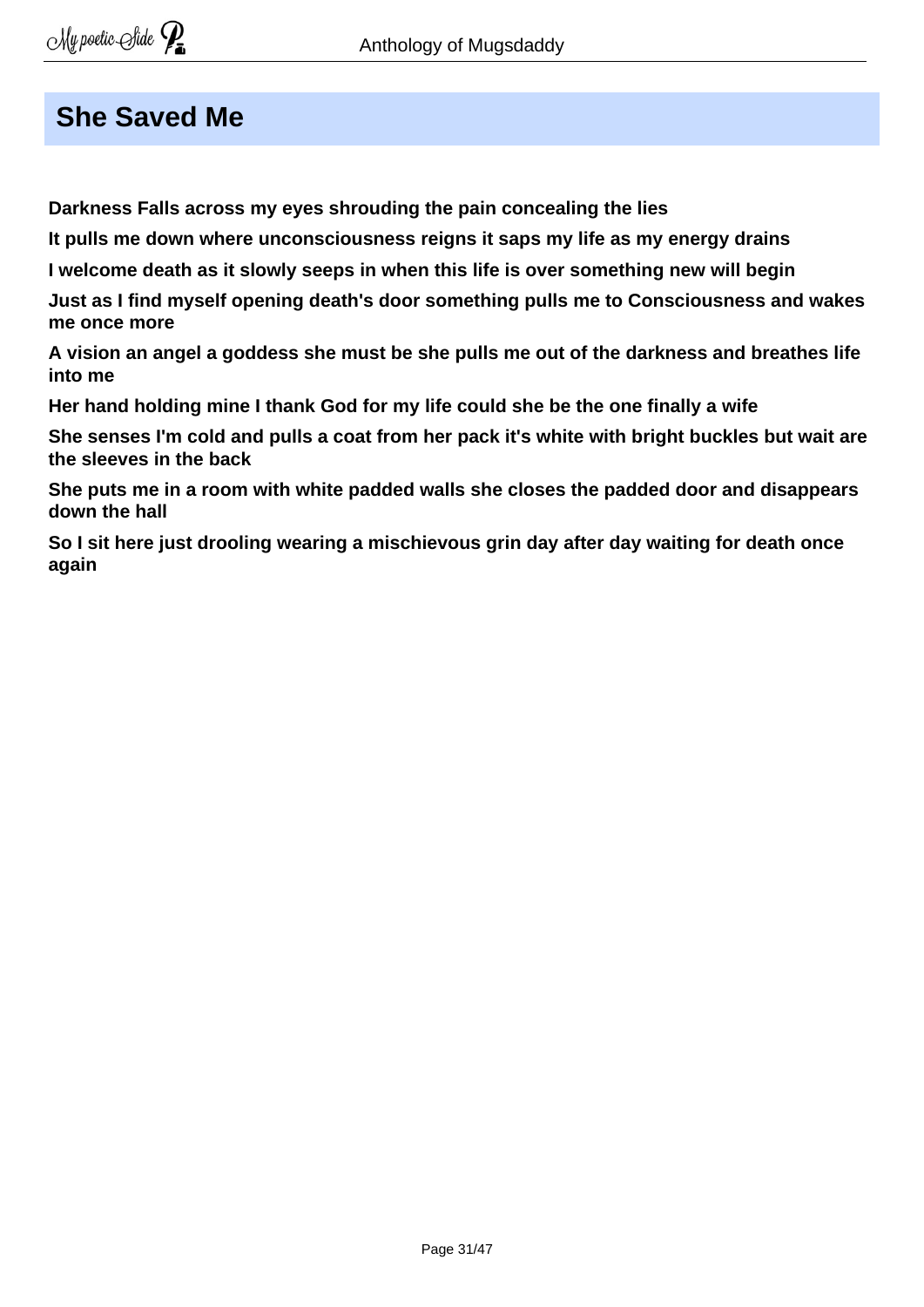# She Saved Me

**Darkness Falls across my eyes shrouding the pain concealing the lies**

**It pulls me down where unconsciousness reigns it saps my life as my energy drains**

**I welcome death as it slowly seeps in when this life is over something new will begin**

**Just as I find myself opening death's door something pulls me to Consciousness and wakes me once more**

**A vision an angel a goddess she must be she pulls me out of the darkness and breathes life into me**

**Her hand holding mine I thank God for my life could she be the one finally a wife**

**She senses I'm cold and pulls a coat from her pack it's white with bright buckles but wait are the sleeves in the back**

**She puts me in a room with white padded walls she closes the padded door and disappears down the hall**

**So I sit here just drooling wearing a mischievous grin day after day waiting for death once again**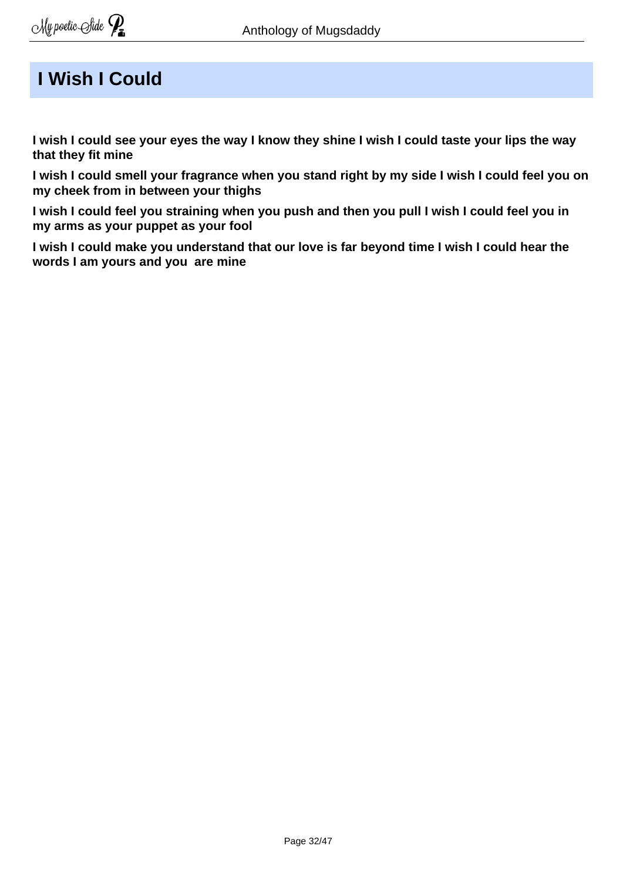# I Wish I Could

**I wish I could see your eyes the way I know they shine I wish I could taste your lips the way that they fit mine**

**I wish I could smell your fragrance when you stand right by my side I wish I could feel you on my cheek from in between your thighs**

**I wish I could feel you straining when you push and then you pull I wish I could feel you in my arms as your puppet as your fool**

**I wish I could make you understand that our love is far beyond time I wish I could hear the words I am yours and you  are mine**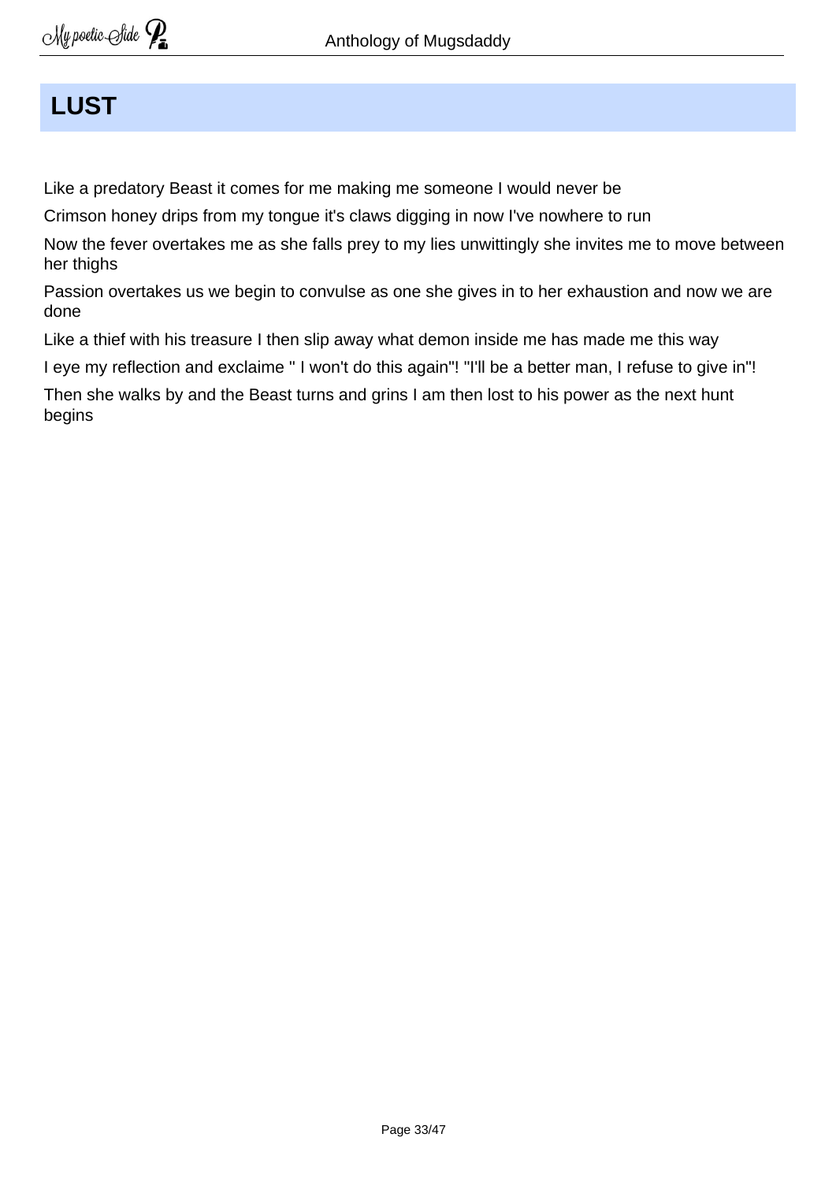# LUST

Like a predatory Beast it comes for me making me someone I would never be

Crimson honey drips from my tongue it's claws digging in now I've nowhere to run

Now the fever overtakes me as she falls prey to my lies unwittingly she invites me to move between her thighs

Passion overtakes us we begin to convulse as one she gives in to her exhaustion and now we are done

Like a thief with his treasure I then slip away what demon inside me has made me this way

I eye my reflection and exclaime " I won't do this again"! "I'll be a better man, I refuse to give in"!

Then she walks by and the Beast turns and grins I am then lost to his power as the next hunt begins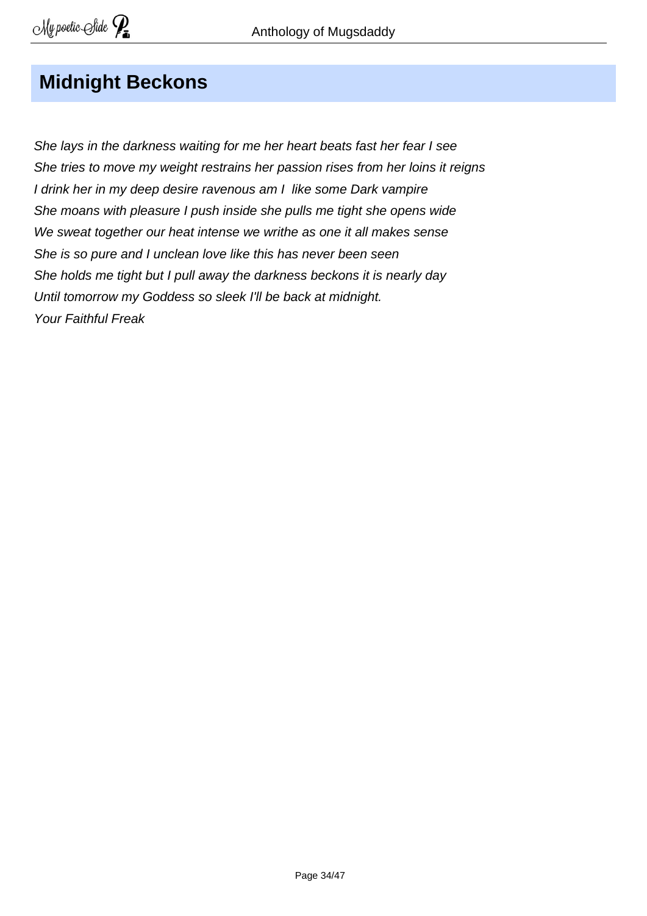## Midnight Beckons

*She lays in the darkness waiting for me her heart beats fast her fear I see*
*She tries to move my weight restrains her passion rises from her loins it reigns*
*I drink her in my deep desire ravenous am I  like some Dark vampire*
*She moans with pleasure I push inside she pulls me tight she opens wide*
*We sweat together our heat intense we writhe as one it all makes sense*
*She is so pure and I unclean love like this has never been seen*
*She holds me tight but I pull away the darkness beckons it is nearly day*
*Until tomorrow my Goddess so sleek I'll be back at midnight.*
*Your Faithful Freak*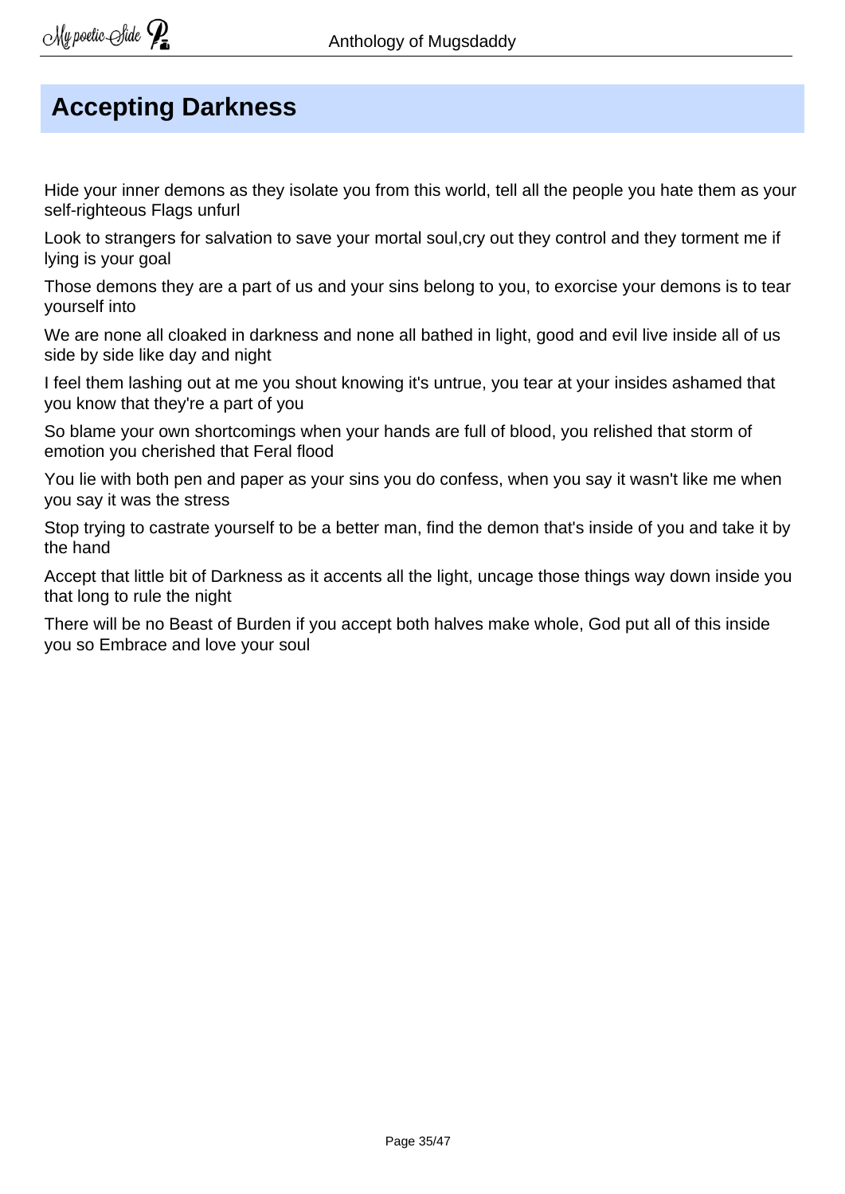## Accepting Darkness

Hide your inner demons as they isolate you from this world, tell all the people you hate them as your self-righteous Flags unfurl

Look to strangers for salvation to save your mortal soul,cry out they control and they torment me if lying is your goal

Those demons they are a part of us and your sins belong to you, to exorcise your demons is to tear yourself into

We are none all cloaked in darkness and none all bathed in light, good and evil live inside all of us side by side like day and night

I feel them lashing out at me you shout knowing it's untrue, you tear at your insides ashamed that you know that they're a part of you

So blame your own shortcomings when your hands are full of blood, you relished that storm of emotion you cherished that Feral flood

You lie with both pen and paper as your sins you do confess, when you say it wasn't like me when you say it was the stress

Stop trying to castrate yourself to be a better man, find the demon that's inside of you and take it by the hand

Accept that little bit of Darkness as it accents all the light, uncage those things way down inside you that long to rule the night

There will be no Beast of Burden if you accept both halves make whole, God put all of this inside you so Embrace and love your soul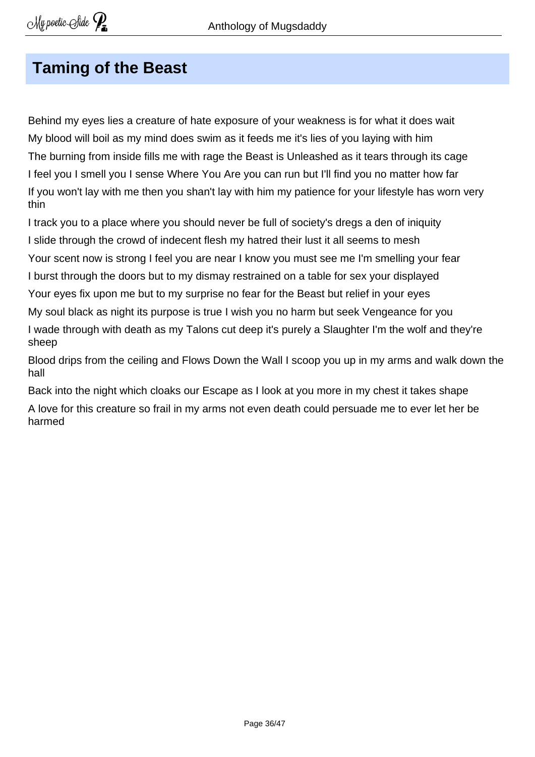## Taming of the Beast

Behind my eyes lies a creature of hate exposure of your weakness is for what it does wait

My blood will boil as my mind does swim as it feeds me it's lies of you laying with him

The burning from inside fills me with rage the Beast is Unleashed as it tears through its cage

I feel you I smell you I sense Where You Are you can run but I'll find you no matter how far

If you won't lay with me then you shan't lay with him my patience for your lifestyle has worn very thin

I track you to a place where you should never be full of society's dregs a den of iniquity

I slide through the crowd of indecent flesh my hatred their lust it all seems to mesh

Your scent now is strong I feel you are near I know you must see me I'm smelling your fear

I burst through the doors but to my dismay restrained on a table for sex your displayed

Your eyes fix upon me but to my surprise no fear for the Beast but relief in your eyes

My soul black as night its purpose is true I wish you no harm but seek Vengeance for you

I wade through with death as my Talons cut deep it's purely a Slaughter I'm the wolf and they're sheep

Blood drips from the ceiling and Flows Down the Wall I scoop you up in my arms and walk down the hall

Back into the night which cloaks our Escape as I look at you more in my chest it takes shape

A love for this creature so frail in my arms not even death could persuade me to ever let her be harmed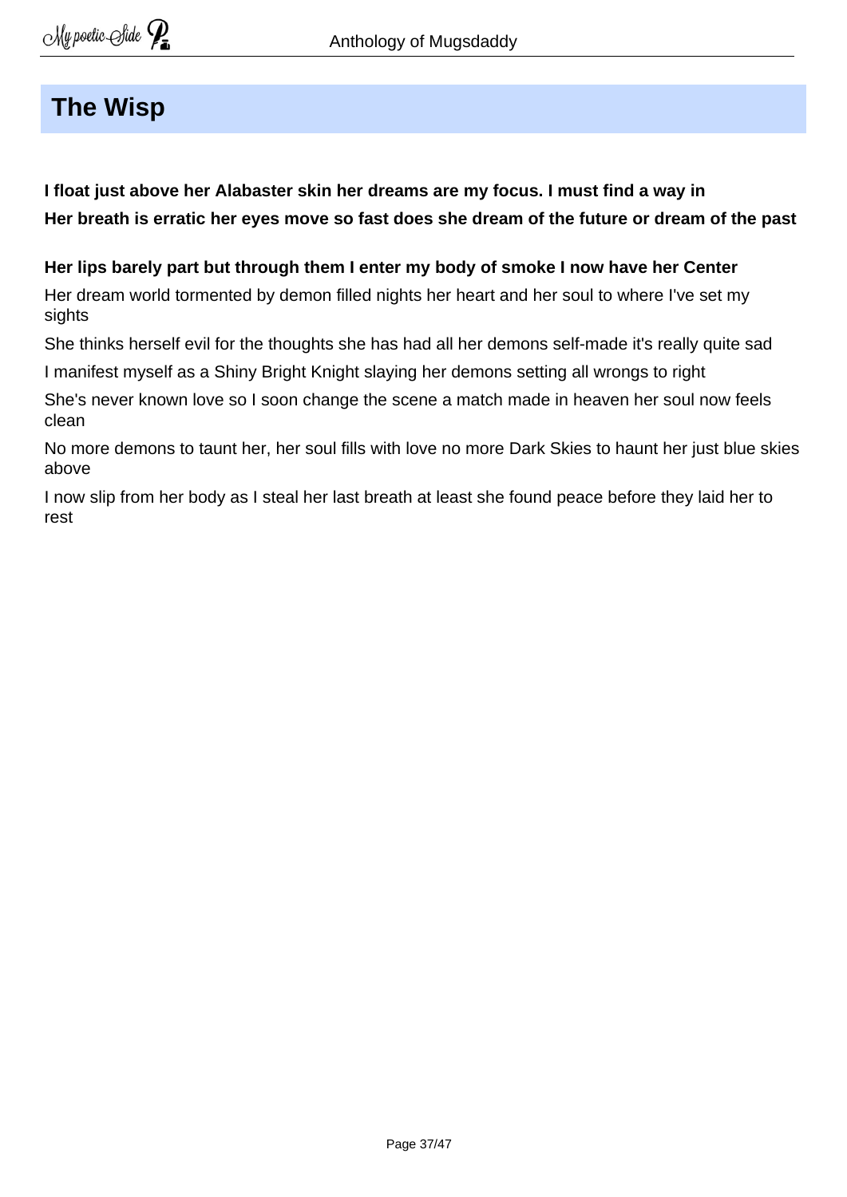## The Wisp

**I float just above her Alabaster skin her dreams are my focus. I must find a way in**
**Her breath is erratic her eyes move so fast does she dream of the future or dream of the past**

**Her lips barely part but through them I enter my body of smoke I now have her Center**

Her dream world tormented by demon filled nights her heart and her soul to where I've set my sights

She thinks herself evil for the thoughts she has had all her demons self-made it's really quite sad

I manifest myself as a Shiny Bright Knight slaying her demons setting all wrongs to right

She's never known love so I soon change the scene a match made in heaven her soul now feels clean

No more demons to taunt her, her soul fills with love no more Dark Skies to haunt her just blue skies above

I now slip from her body as I steal her last breath at least she found peace before they laid her to rest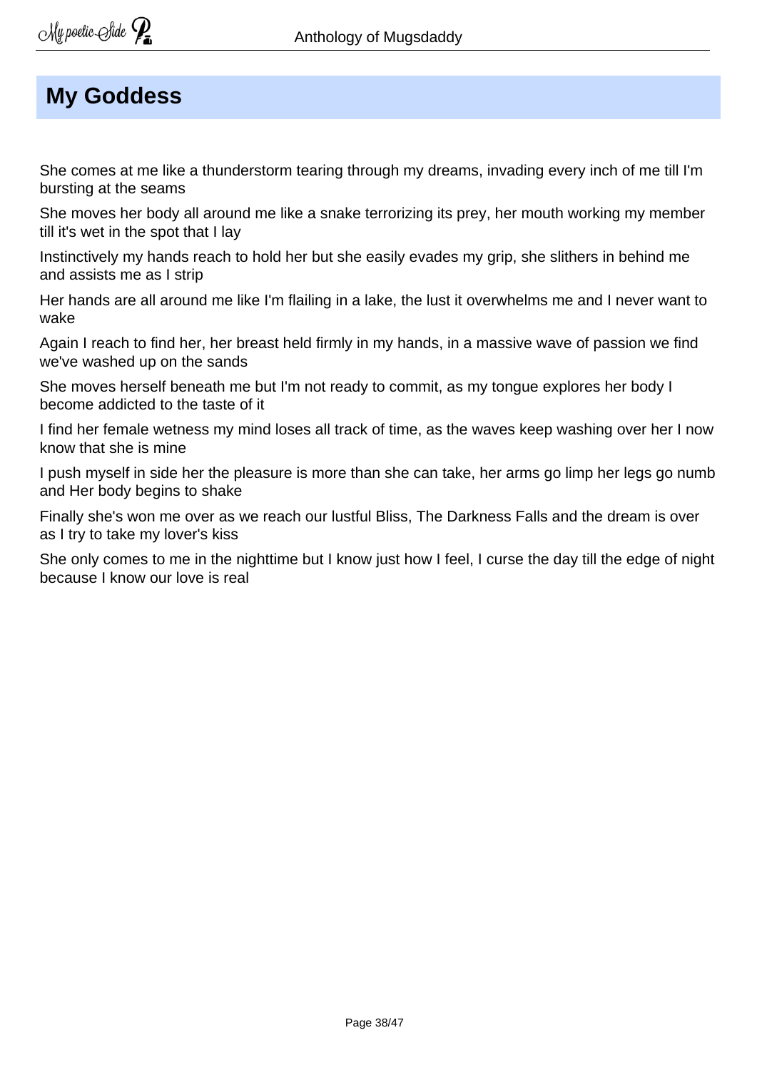## My Goddess

She comes at me like a thunderstorm tearing through my dreams, invading every inch of me till I'm bursting at the seams

She moves her body all around me like a snake terrorizing its prey, her mouth working my member till it's wet in the spot that I lay

Instinctively my hands reach to hold her but she easily evades my grip, she slithers in behind me and assists me as I strip

Her hands are all around me like I'm flailing in a lake, the lust it overwhelms me and I never want to wake

Again I reach to find her, her breast held firmly in my hands, in a massive wave of passion we find we've washed up on the sands

She moves herself beneath me but I'm not ready to commit, as my tongue explores her body I become addicted to the taste of it

I find her female wetness my mind loses all track of time, as the waves keep washing over her I now know that she is mine

I push myself in side her the pleasure is more than she can take, her arms go limp her legs go numb and Her body begins to shake

Finally she's won me over as we reach our lustful Bliss, The Darkness Falls and the dream is over as I try to take my lover's kiss

She only comes to me in the nighttime but I know just how I feel, I curse the day till the edge of night because I know our love is real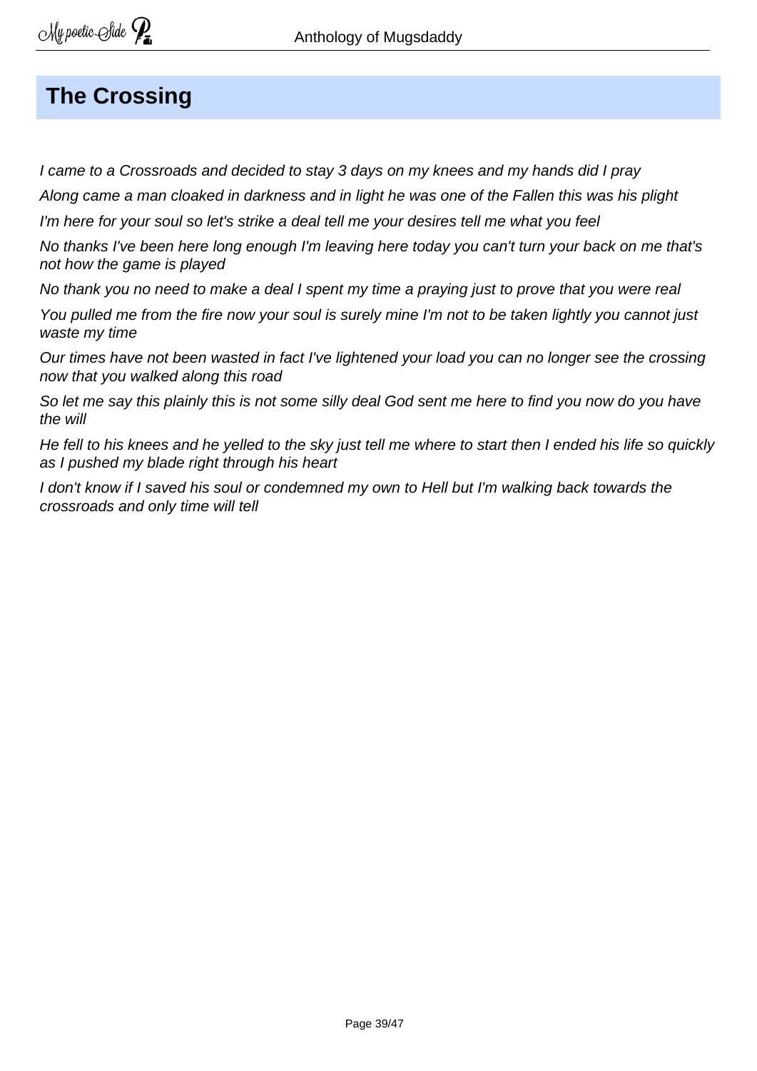## The Crossing

*I came to a Crossroads and decided to stay 3 days on my knees and my hands did I pray*

*Along came a man cloaked in darkness and in light he was one of the Fallen this was his plight*

*I'm here for your soul so let's strike a deal tell me your desires tell me what you feel*

*No thanks I've been here long enough I'm leaving here today you can't turn your back on me that's not how the game is played*

*No thank you no need to make a deal I spent my time a praying just to prove that you were real*

*You pulled me from the fire now your soul is surely mine I'm not to be taken lightly you cannot just waste my time*

*Our times have not been wasted in fact I've lightened your load you can no longer see the crossing now that you walked along this road*

*So let me say this plainly this is not some silly deal God sent me here to find you now do you have the will*

*He fell to his knees and he yelled to the sky just tell me where to start then I ended his life so quickly as I pushed my blade right through his heart*

*I don't know if I saved his soul or condemned my own to Hell but I'm walking back towards the crossroads and only time will tell*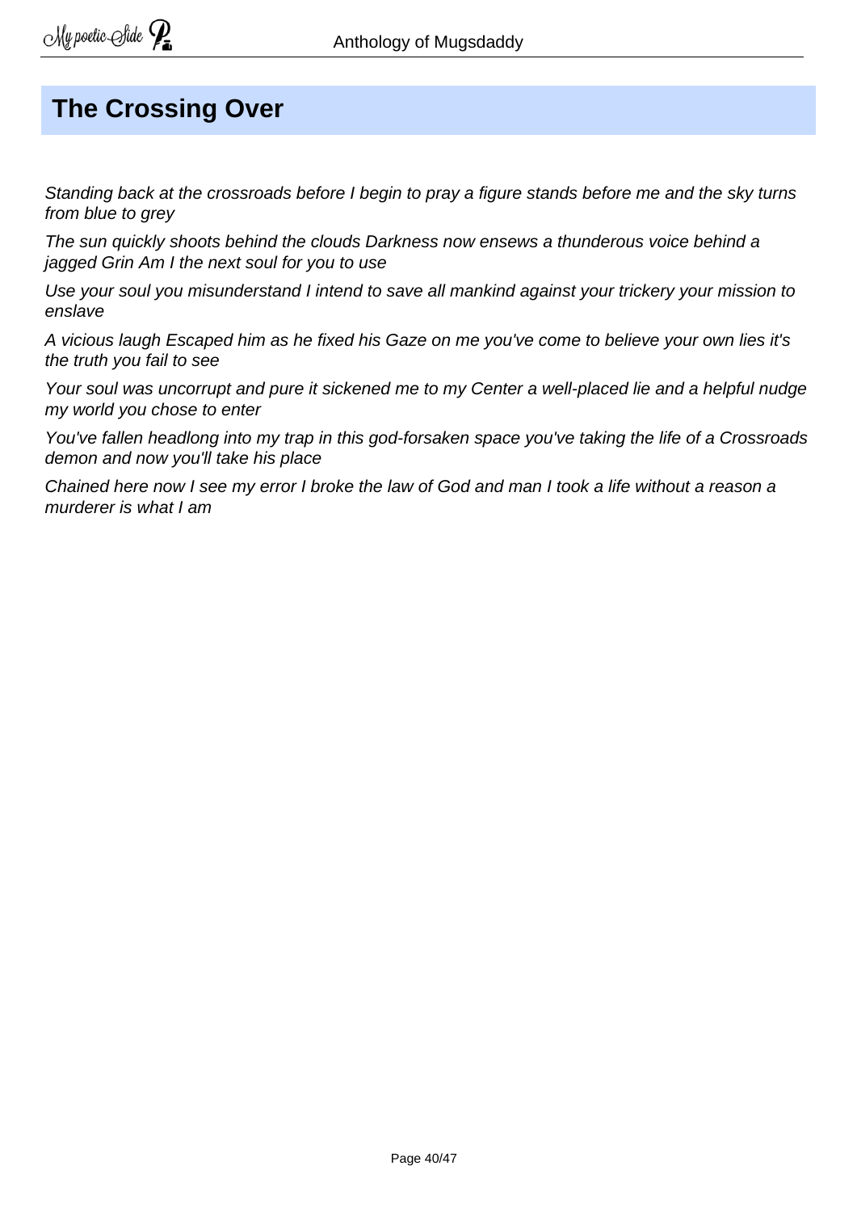## The Crossing Over

*Standing back at the crossroads before I begin to pray a figure stands before me and the sky turns from blue to grey*

*The sun quickly shoots behind the clouds Darkness now ensews a thunderous voice behind a jagged Grin Am I the next soul for you to use*

*Use your soul you misunderstand I intend to save all mankind against your trickery your mission to enslave*

*A vicious laugh Escaped him as he fixed his Gaze on me you've come to believe your own lies it's the truth you fail to see*

*Your soul was uncorrupt and pure it sickened me to my Center a well-placed lie and a helpful nudge my world you chose to enter*

*You've fallen headlong into my trap in this god-forsaken space you've taking the life of a Crossroads demon and now you'll take his place*

*Chained here now I see my error I broke the law of God and man I took a life without a reason a murderer is what I am*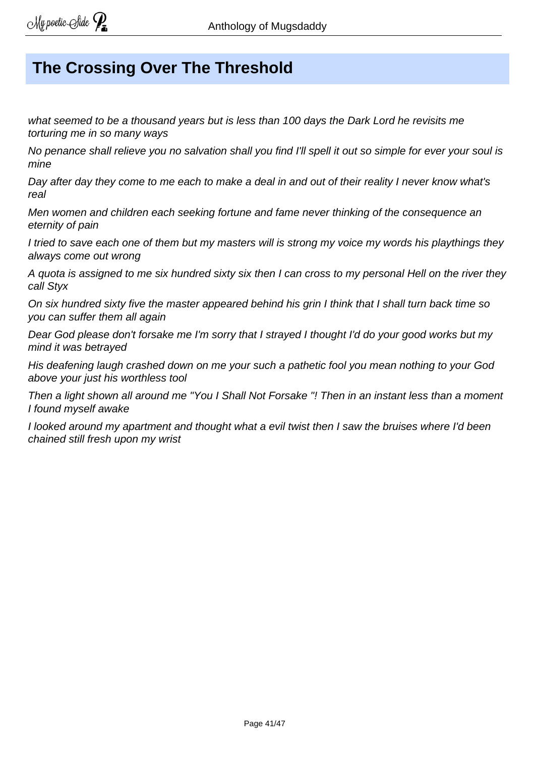## The Crossing Over The Threshold

*what seemed to be a thousand years but is less than 100 days the Dark Lord he revisits me torturing me in so many ways*

*No penance shall relieve you no salvation shall you find I'll spell it out so simple for ever your soul is mine*

*Day after day they come to me each to make a deal in and out of their reality I never know what's real*

*Men women and children each seeking fortune and fame never thinking of the consequence an eternity of pain*

*I tried to save each one of them but my masters will is strong my voice my words his playthings they always come out wrong*

*A quota is assigned to me six hundred sixty six then I can cross to my personal Hell on the river they call Styx*

*On six hundred sixty five the master appeared behind his grin I think that I shall turn back time so you can suffer them all again*

*Dear God please don't forsake me I'm sorry that I strayed I thought I'd do your good works but my mind it was betrayed*

*His deafening laugh crashed down on me your such a pathetic fool you mean nothing to your God above your just his worthless tool*

*Then a light shown all around me "You I Shall Not Forsake "! Then in an instant less than a moment I found myself awake*

*I looked around my apartment and thought what a evil twist then I saw the bruises where I'd been chained still fresh upon my wrist*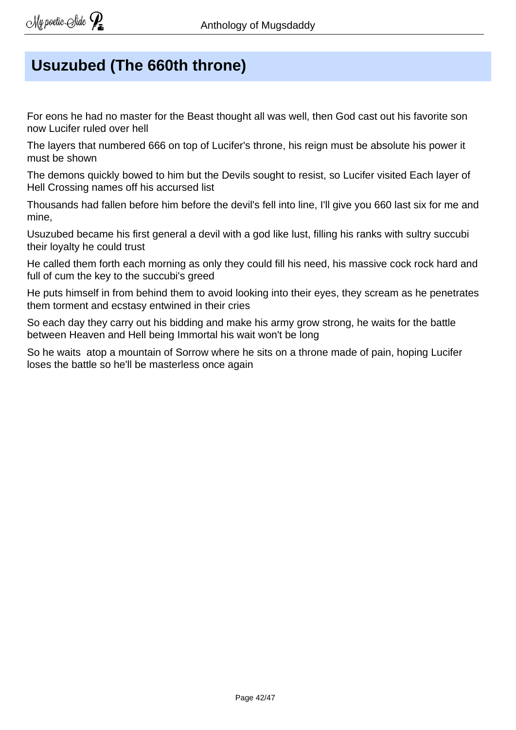# Usuzubed (The 660th throne)

For eons he had no master for the Beast thought all was well, then God cast out his favorite son now Lucifer ruled over hell

The layers that numbered 666 on top of Lucifer's throne, his reign must be absolute his power it must be shown

The demons quickly bowed to him but the Devils sought to resist, so Lucifer visited Each layer of Hell Crossing names off his accursed list

Thousands had fallen before him before the devil's fell into line, I'll give you 660 last six for me and mine,

Usuzubed became his first general a devil with a god like lust, filling his ranks with sultry succubi their loyalty he could trust

He called them forth each morning as only they could fill his need, his massive cock rock hard and full of cum the key to the succubi's greed

He puts himself in from behind them to avoid looking into their eyes, they scream as he penetrates them torment and ecstasy entwined in their cries

So each day they carry out his bidding and make his army grow strong, he waits for the battle between Heaven and Hell being Immortal his wait won't be long

So he waits  atop a mountain of Sorrow where he sits on a throne made of pain, hoping Lucifer loses the battle so he'll be masterless once again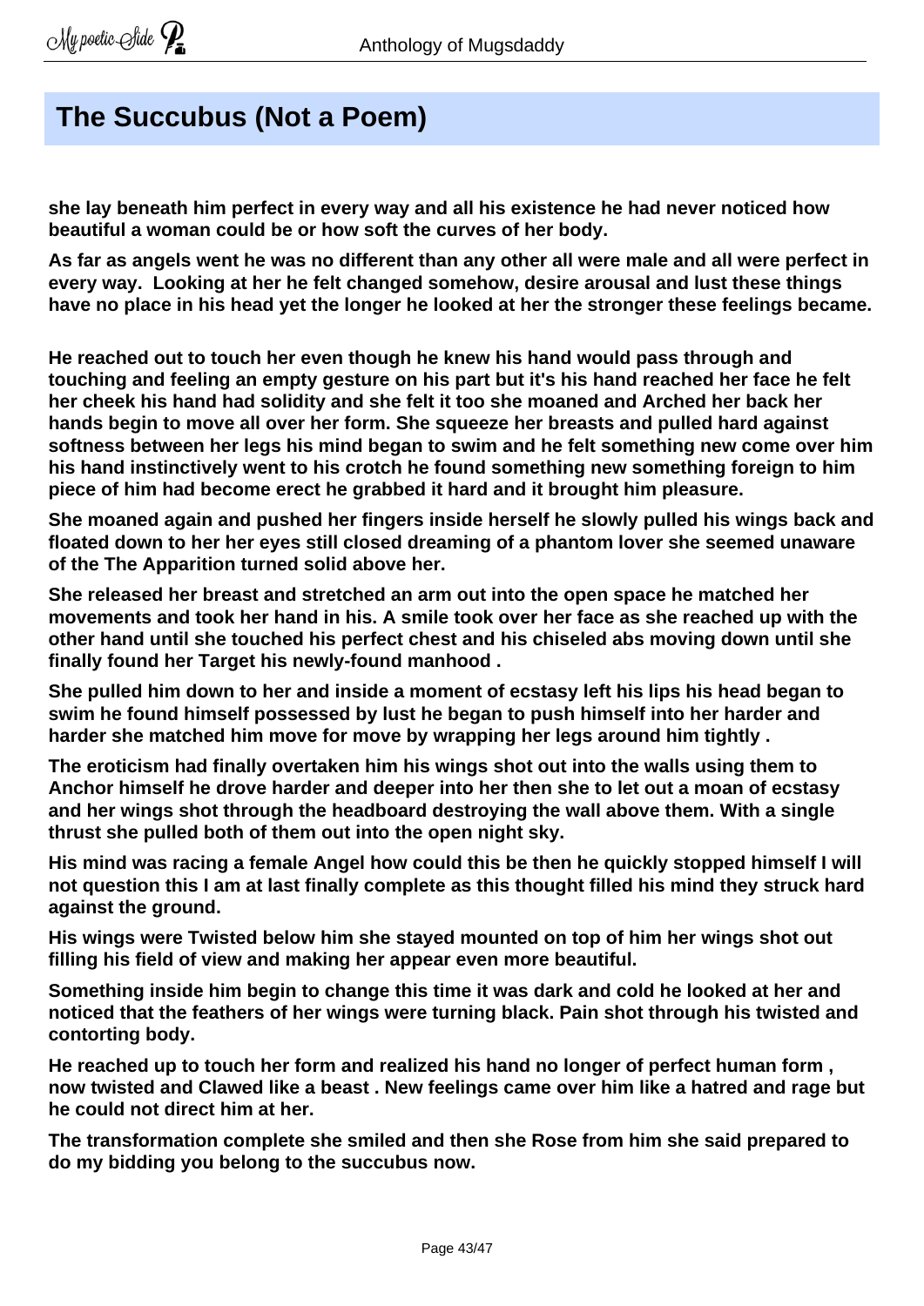## The Succubus (Not a Poem)

**she lay beneath him perfect in every way and all his existence he had never noticed how beautiful a woman could be or how soft the curves of her body.**

**As far as angels went he was no different than any other all were male and all were perfect in every way.  Looking at her he felt changed somehow, desire arousal and lust these things have no place in his head yet the longer he looked at her the stronger these feelings became.**

**He reached out to touch her even though he knew his hand would pass through and touching and feeling an empty gesture on his part but it's his hand reached her face he felt her cheek his hand had solidity and she felt it too she moaned and Arched her back her hands begin to move all over her form. She squeeze her breasts and pulled hard against softness between her legs his mind began to swim and he felt something new come over him his hand instinctively went to his crotch he found something new something foreign to him piece of him had become erect he grabbed it hard and it brought him pleasure.**

**She moaned again and pushed her fingers inside herself he slowly pulled his wings back and floated down to her her eyes still closed dreaming of a phantom lover she seemed unaware of the The Apparition turned solid above her.**

**She released her breast and stretched an arm out into the open space he matched her movements and took her hand in his. A smile took over her face as she reached up with the other hand until she touched his perfect chest and his chiseled abs moving down until she finally found her Target his newly-found manhood .**

**She pulled him down to her and inside a moment of ecstasy left his lips his head began to swim he found himself possessed by lust he began to push himself into her harder and harder she matched him move for move by wrapping her legs around him tightly .**

**The eroticism had finally overtaken him his wings shot out into the walls using them to Anchor himself he drove harder and deeper into her then she to let out a moan of ecstasy and her wings shot through the headboard destroying the wall above them. With a single thrust she pulled both of them out into the open night sky.**

**His mind was racing a female Angel how could this be then he quickly stopped himself I will not question this I am at last finally complete as this thought filled his mind they struck hard against the ground.**

**His wings were Twisted below him she stayed mounted on top of him her wings shot out filling his field of view and making her appear even more beautiful.**

**Something inside him begin to change this time it was dark and cold he looked at her and noticed that the feathers of her wings were turning black. Pain shot through his twisted and contorting body.**

**He reached up to touch her form and realized his hand no longer of perfect human form , now twisted and Clawed like a beast . New feelings came over him like a hatred and rage but he could not direct him at her.**

**The transformation complete she smiled and then she Rose from him she said prepared to do my bidding you belong to the succubus now.**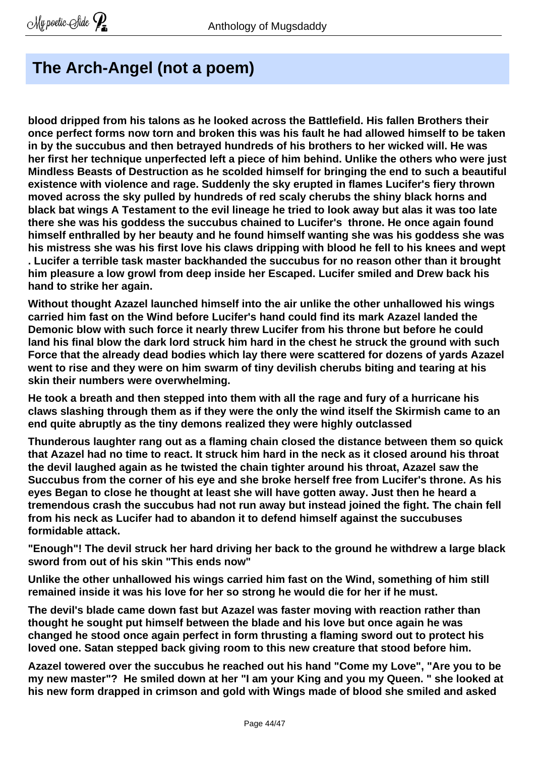## The Arch-Angel (not a poem)

**blood dripped from his talons as he looked across the Battlefield. His fallen Brothers their once perfect forms now torn and broken this was his fault he had allowed himself to be taken in by the succubus and then betrayed hundreds of his brothers to her wicked will. He was her first her technique unperfected left a piece of him behind. Unlike the others who were just Mindless Beasts of Destruction as he scolded himself for bringing the end to such a beautiful existence with violence and rage. Suddenly the sky erupted in flames Lucifer's fiery thrown moved across the sky pulled by hundreds of red scaly cherubs the shiny black horns and black bat wings A Testament to the evil lineage he tried to look away but alas it was too late there she was his goddess the succubus chained to Lucifer's throne. He once again found himself enthralled by her beauty and he found himself wanting she was his goddess she was his mistress she was his first love his claws dripping with blood he fell to his knees and wept . Lucifer a terrible task master backhanded the succubus for no reason other than it brought him pleasure a low growl from deep inside her Escaped. Lucifer smiled and Drew back his hand to strike her again.**

**Without thought Azazel launched himself into the air unlike the other unhallowed his wings carried him fast on the Wind before Lucifer's hand could find its mark Azazel landed the Demonic blow with such force it nearly threw Lucifer from his throne but before he could land his final blow the dark lord struck him hard in the chest he struck the ground with such Force that the already dead bodies which lay there were scattered for dozens of yards Azazel went to rise and they were on him swarm of tiny devilish cherubs biting and tearing at his skin their numbers were overwhelming.**

**He took a breath and then stepped into them with all the rage and fury of a hurricane his claws slashing through them as if they were the only the wind itself the Skirmish came to an end quite abruptly as the tiny demons realized they were highly outclassed**

**Thunderous laughter rang out as a flaming chain closed the distance between them so quick that Azazel had no time to react. It struck him hard in the neck as it closed around his throat the devil laughed again as he twisted the chain tighter around his throat, Azazel saw the Succubus from the corner of his eye and she broke herself free from Lucifer's throne. As his eyes Began to close he thought at least she will have gotten away. Just then he heard a tremendous crash the succubus had not run away but instead joined the fight. The chain fell from his neck as Lucifer had to abandon it to defend himself against the succubuses formidable attack.**

**"Enough"! The devil struck her hard driving her back to the ground he withdrew a large black sword from out of his skin "This ends now"**

**Unlike the other unhallowed his wings carried him fast on the Wind, something of him still remained inside it was his love for her so strong he would die for her if he must.**

**The devil's blade came down fast but Azazel was faster moving with reaction rather than thought he sought put himself between the blade and his love but once again he was changed he stood once again perfect in form thrusting a flaming sword out to protect his loved one. Satan stepped back giving room to this new creature that stood before him.**

**Azazel towered over the succubus he reached out his hand "Come my Love", "Are you to be my new master"? He smiled down at her "I am your King and you my Queen. " she looked at his new form drapped in crimson and gold with Wings made of blood she smiled and asked**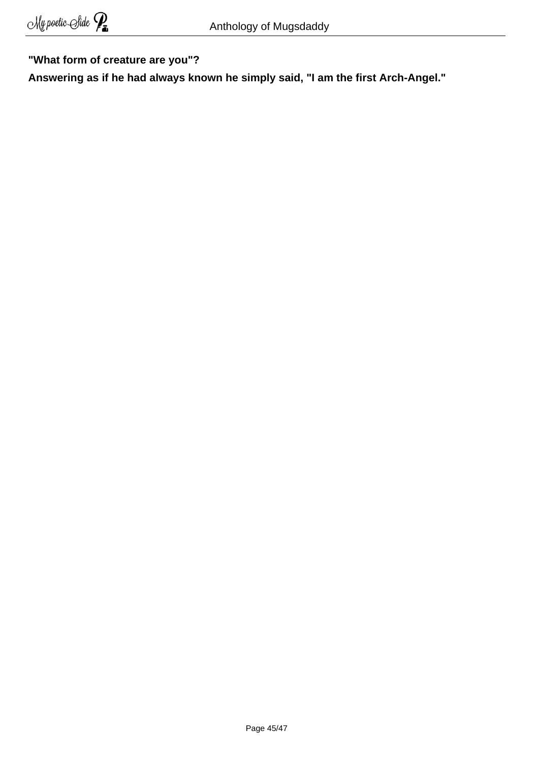**"What form of creature are you"?**

**Answering as if he had always known he simply said, "I am the first Arch-Angel."**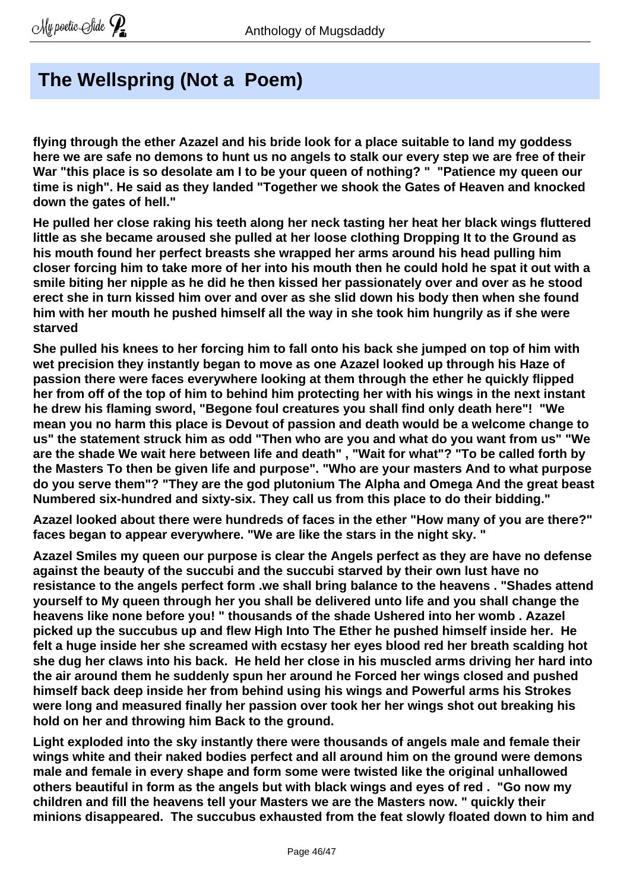## The Wellspring (Not a  Poem)

**flying through the ether Azazel and his bride look for a place suitable to land my goddess here we are safe no demons to hunt us no angels to stalk our every step we are free of their War "this place is so desolate am I to be your queen of nothing? "  "Patience my queen our time is nigh". He said as they landed "Together we shook the Gates of Heaven and knocked down the gates of hell."**

**He pulled her close raking his teeth along her neck tasting her heat her black wings fluttered little as she became aroused she pulled at her loose clothing Dropping It to the Ground as his mouth found her perfect breasts she wrapped her arms around his head pulling him closer forcing him to take more of her into his mouth then he could hold he spat it out with a smile biting her nipple as he did he then kissed her passionately over and over as he stood erect she in turn kissed him over and over as she slid down his body then when she found him with her mouth he pushed himself all the way in she took him hungrily as if she were starved**

**She pulled his knees to her forcing him to fall onto his back she jumped on top of him with wet precision they instantly began to move as one Azazel looked up through his Haze of passion there were faces everywhere looking at them through the ether he quickly flipped her from off of the top of him to behind him protecting her with his wings in the next instant he drew his flaming sword, "Begone foul creatures you shall find only death here"!  "We mean you no harm this place is Devout of passion and death would be a welcome change to us" the statement struck him as odd "Then who are you and what do you want from us" "We are the shade We wait here between life and death" , "Wait for what"? "To be called forth by the Masters To then be given life and purpose". "Who are your masters And to what purpose do you serve them"? "They are the god plutonium The Alpha and Omega And the great beast Numbered six-hundred and sixty-six. They call us from this place to do their bidding."**

**Azazel looked about there were hundreds of faces in the ether "How many of you are there?" faces began to appear everywhere. "We are like the stars in the night sky. "**

**Azazel Smiles my queen our purpose is clear the Angels perfect as they are have no defense against the beauty of the succubi and the succubi starved by their own lust have no resistance to the angels perfect form .we shall bring balance to the heavens . "Shades attend yourself to My queen through her you shall be delivered unto life and you shall change the heavens like none before you! " thousands of the shade Ushered into her womb . Azazel picked up the succubus up and flew High Into The Ether he pushed himself inside her.  He felt a huge inside her she screamed with ecstasy her eyes blood red her breath scalding hot she dug her claws into his back.  He held her close in his muscled arms driving her hard into the air around them he suddenly spun her around he Forced her wings closed and pushed himself back deep inside her from behind using his wings and Powerful arms his Strokes were long and measured finally her passion over took her her wings shot out breaking his hold on her and throwing him Back to the ground.**

**Light exploded into the sky instantly there were thousands of angels male and female their wings white and their naked bodies perfect and all around him on the ground were demons male and female in every shape and form some were twisted like the original unhallowed others beautiful in form as the angels but with black wings and eyes of red .  "Go now my children and fill the heavens tell your Masters we are the Masters now. " quickly their minions disappeared.  The succubus exhausted from the feat slowly floated down to him and**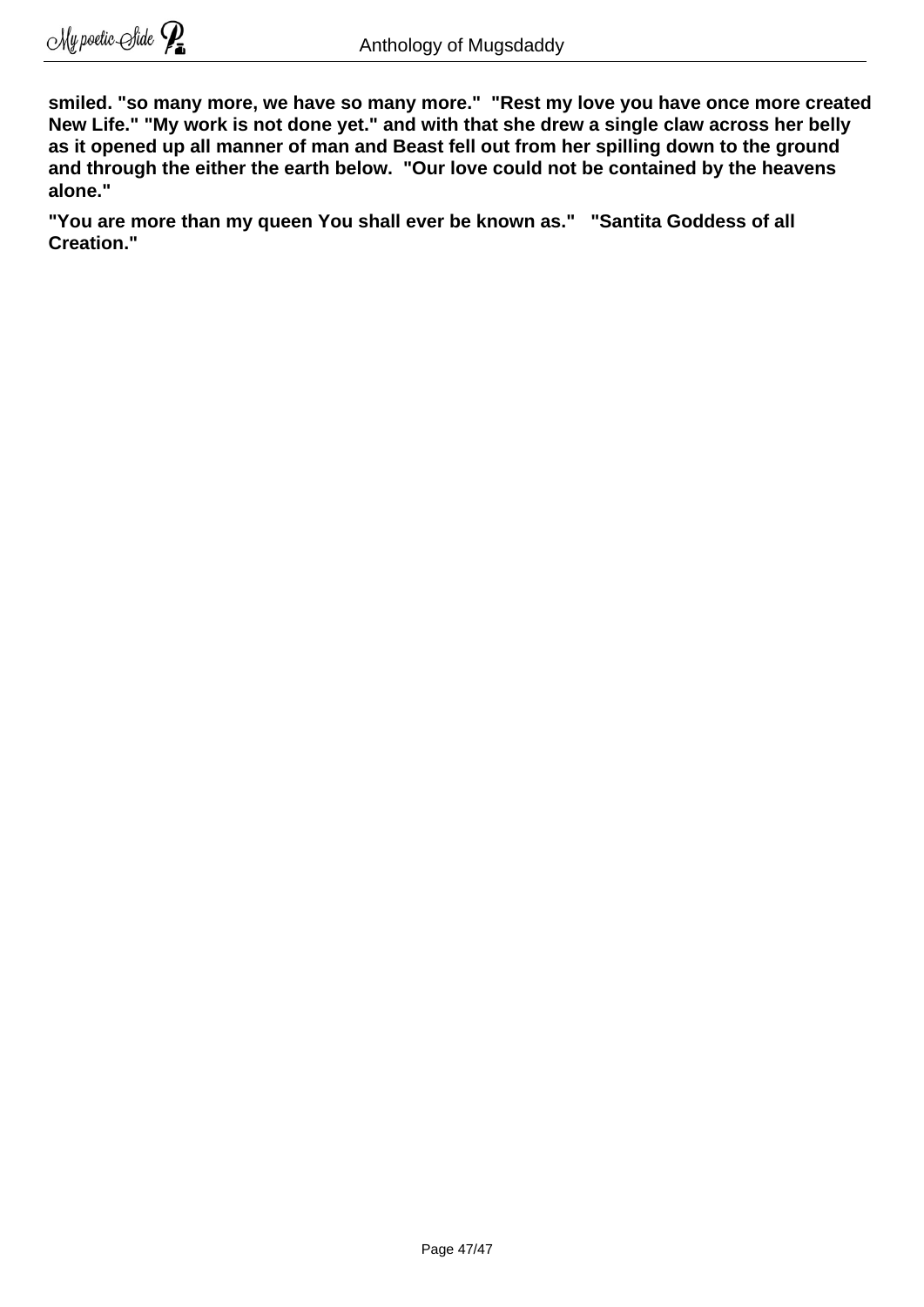**smiled. "so many more, we have so many more."  "Rest my love you have once more created New Life." "My work is not done yet." and with that she drew a single claw across her belly as it opened up all manner of man and Beast fell out from her spilling down to the ground and through the either the earth below.  "Our love could not be contained by the heavens alone."**

**"You are more than my queen You shall ever be known as."   "Santita Goddess of all Creation."**